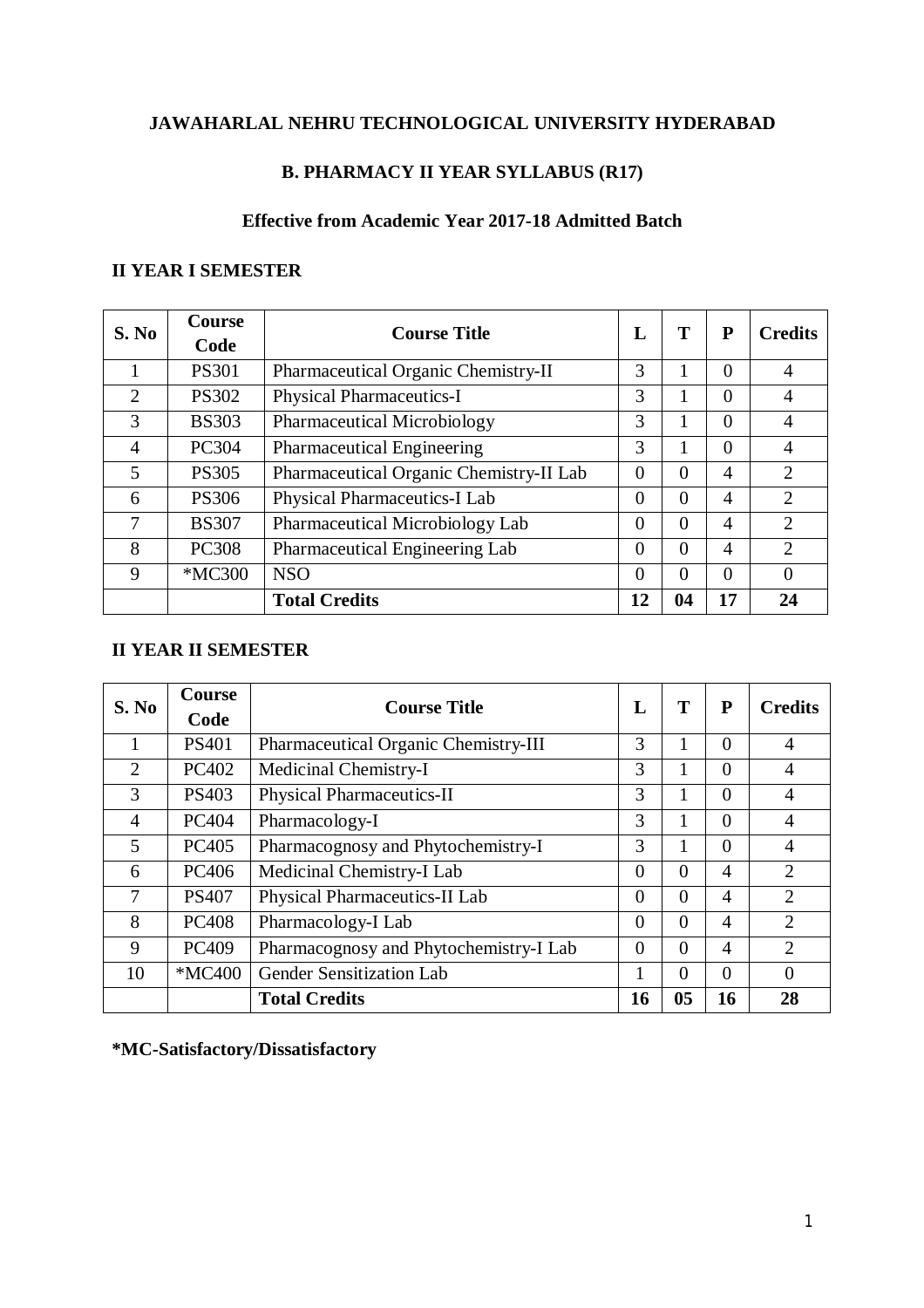# JAWAHARLAL NEHRU TECHNOLOGICAL UNIVERSITY HYDERABAD

## B. PHARMACY II YEAR SYLLABUS (R17)

### Effective from Academic Year 2017-18 Admitted Batch

**II YEAR I SEMESTER**

| S. No | Course Code | Course Title | L | T | P | Credits |
|---|---|---|---|---|---|---|
| 1 | PS301 | Pharmaceutical Organic Chemistry-II | 3 | 1 | 0 | 4 |
| 2 | PS302 | Physical Pharmaceutics-I | 3 | 1 | 0 | 4 |
| 3 | BS303 | Pharmaceutical Microbiology | 3 | 1 | 0 | 4 |
| 4 | PC304 | Pharmaceutical Engineering | 3 | 1 | 0 | 4 |
| 5 | PS305 | Pharmaceutical Organic Chemistry-II Lab | 0 | 0 | 4 | 2 |
| 6 | PS306 | Physical Pharmaceutics-I Lab | 0 | 0 | 4 | 2 |
| 7 | BS307 | Pharmaceutical Microbiology Lab | 0 | 0 | 4 | 2 |
| 8 | PC308 | Pharmaceutical Engineering Lab | 0 | 0 | 4 | 2 |
| 9 | *MC300 | NSO | 0 | 0 | 0 | 0 |
| | | **Total Credits** | **12** | **04** | **17** | **24** |

**II YEAR II SEMESTER**

| S. No | Course Code | Course Title | L | T | P | Credits |
|---|---|---|---|---|---|---|
| 1 | PS401 | Pharmaceutical Organic Chemistry-III | 3 | 1 | 0 | 4 |
| 2 | PC402 | Medicinal Chemistry-I | 3 | 1 | 0 | 4 |
| 3 | PS403 | Physical Pharmaceutics-II | 3 | 1 | 0 | 4 |
| 4 | PC404 | Pharmacology-I | 3 | 1 | 0 | 4 |
| 5 | PC405 | Pharmacognosy and Phytochemistry-I | 3 | 1 | 0 | 4 |
| 6 | PC406 | Medicinal Chemistry-I Lab | 0 | 0 | 4 | 2 |
| 7 | PS407 | Physical Pharmaceutics-II Lab | 0 | 0 | 4 | 2 |
| 8 | PC408 | Pharmacology-I Lab | 0 | 0 | 4 | 2 |
| 9 | PC409 | Pharmacognosy and Phytochemistry-I Lab | 0 | 0 | 4 | 2 |
| 10 | *MC400 | Gender Sensitization Lab | 1 | 0 | 0 | 0 |
| | | **Total Credits** | **16** | **05** | **16** | **28** |

**\*MC-Satisfactory/Dissatisfactory**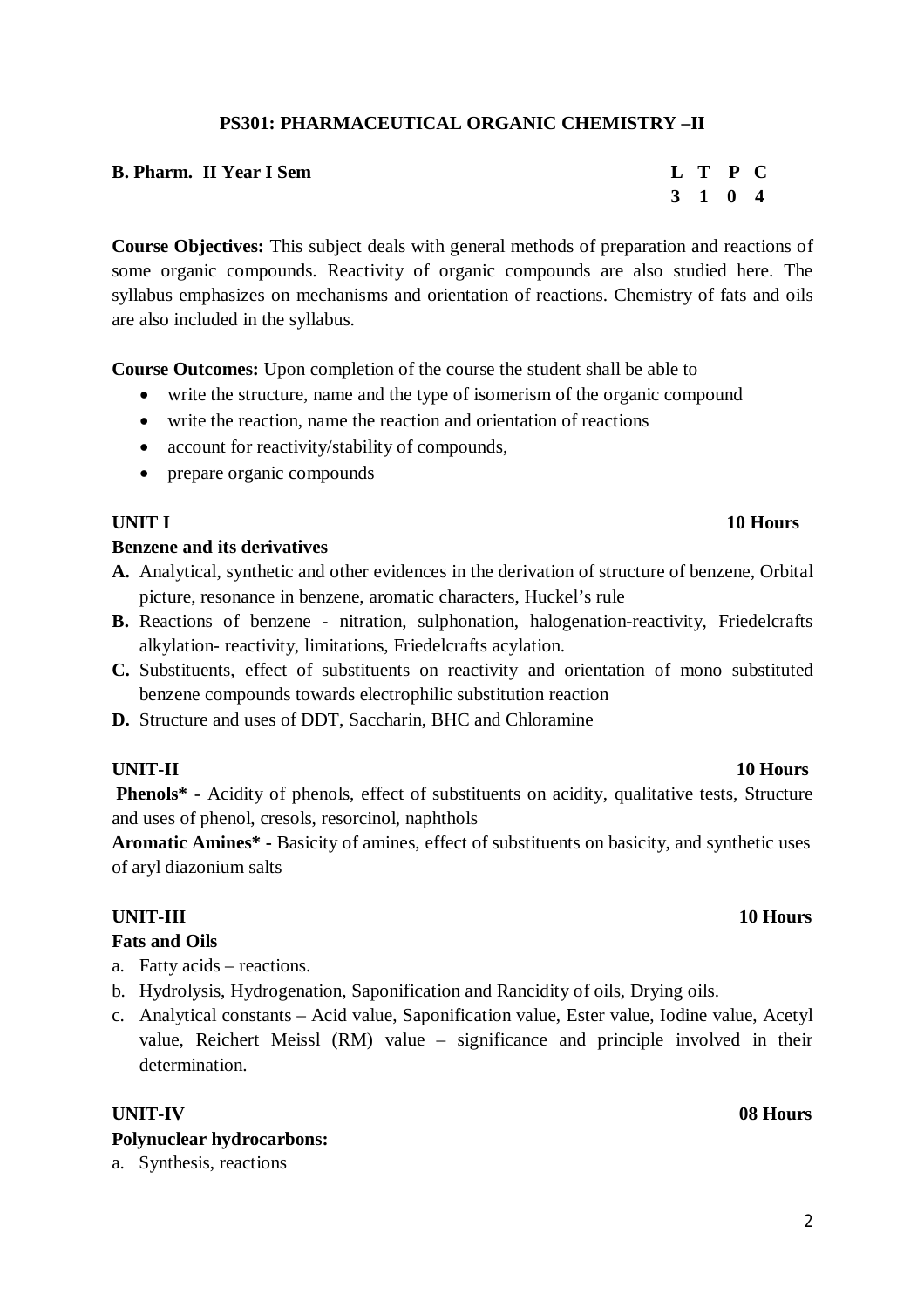## PS301: PHARMACEUTICAL ORGANIC CHEMISTRY –II

**B. Pharm. II Year I Sem**

| L | T | P | C |
|---|---|---|---|
| 3 | 1 | 0 | 4 |

**Course Objectives:** This subject deals with general methods of preparation and reactions of some organic compounds. Reactivity of organic compounds are also studied here. The syllabus emphasizes on mechanisms and orientation of reactions. Chemistry of fats and oils are also included in the syllabus.

**Course Outcomes:** Upon completion of the course the student shall be able to

- write the structure, name and the type of isomerism of the organic compound
- write the reaction, name the reaction and orientation of reactions
- account for reactivity/stability of compounds,
- prepare organic compounds

**UNIT I** **10 Hours**

**Benzene and its derivatives**

**A.** Analytical, synthetic and other evidences in the derivation of structure of benzene, Orbital picture, resonance in benzene, aromatic characters, Huckel's rule

**B.** Reactions of benzene - nitration, sulphonation, halogenation-reactivity, Friedelcrafts alkylation- reactivity, limitations, Friedelcrafts acylation.

**C.** Substituents, effect of substituents on reactivity and orientation of mono substituted benzene compounds towards electrophilic substitution reaction

**D.** Structure and uses of DDT, Saccharin, BHC and Chloramine

**UNIT-II** **10 Hours**

**Phenols*** - Acidity of phenols, effect of substituents on acidity, qualitative tests, Structure and uses of phenol, cresols, resorcinol, naphthols

**Aromatic Amines* -** Basicity of amines, effect of substituents on basicity, and synthetic uses of aryl diazonium salts

**UNIT-III** **10 Hours**

**Fats and Oils**

a. Fatty acids – reactions.
b. Hydrolysis, Hydrogenation, Saponification and Rancidity of oils, Drying oils.
c. Analytical constants – Acid value, Saponification value, Ester value, Iodine value, Acetyl value, Reichert Meissl (RM) value – significance and principle involved in their determination.

**UNIT-IV** **08 Hours**

**Polynuclear hydrocarbons:**

a. Synthesis, reactions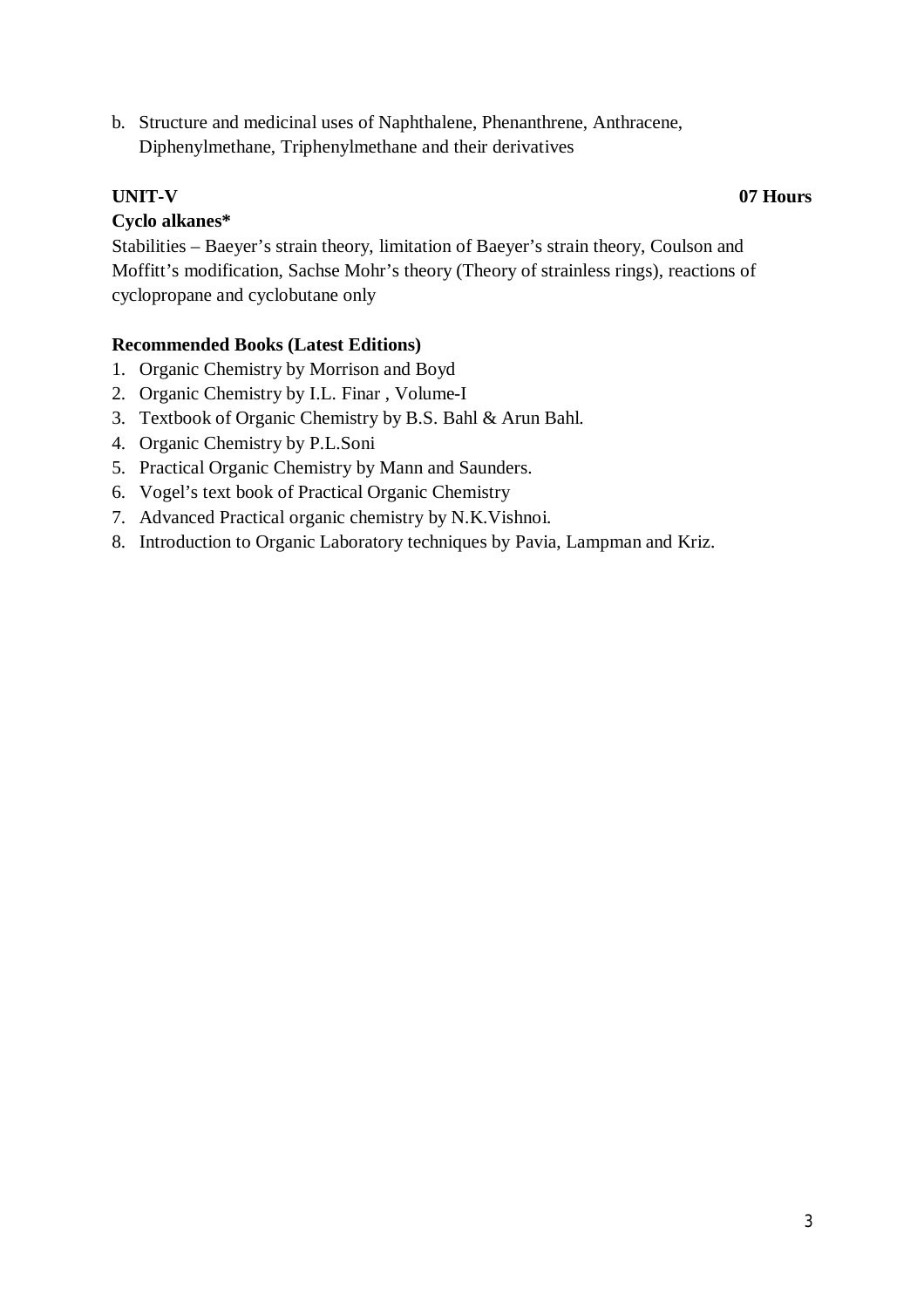b. Structure and medicinal uses of Naphthalene, Phenanthrene, Anthracene, Diphenylmethane, Triphenylmethane and their derivatives

**UNIT-V** **07 Hours**

**Cyclo alkanes***

Stabilities – Baeyer's strain theory, limitation of Baeyer's strain theory, Coulson and Moffitt's modification, Sachse Mohr's theory (Theory of strainless rings), reactions of cyclopropane and cyclobutane only

**Recommended Books (Latest Editions)**

1. Organic Chemistry by Morrison and Boyd
2. Organic Chemistry by I.L. Finar , Volume-I
3. Textbook of Organic Chemistry by B.S. Bahl & Arun Bahl.
4. Organic Chemistry by P.L.Soni
5. Practical Organic Chemistry by Mann and Saunders.
6. Vogel's text book of Practical Organic Chemistry
7. Advanced Practical organic chemistry by N.K.Vishnoi.
8. Introduction to Organic Laboratory techniques by Pavia, Lampman and Kriz.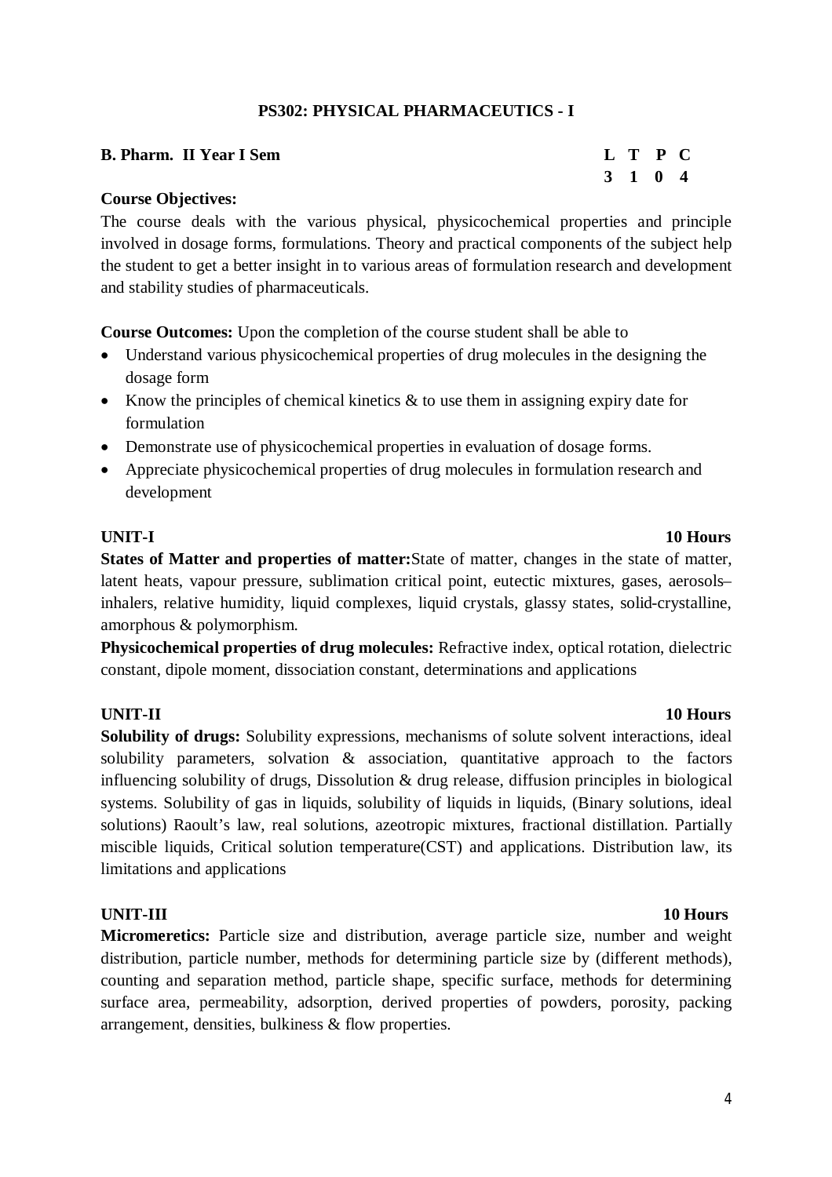## PS302: PHYSICAL PHARMACEUTICS - I

**B. Pharm. II Year I Sem**

| L | T | P | C |
|---|---|---|---|
| 3 | 1 | 0 | 4 |

**Course Objectives:**

The course deals with the various physical, physicochemical properties and principle involved in dosage forms, formulations. Theory and practical components of the subject help the student to get a better insight in to various areas of formulation research and development and stability studies of pharmaceuticals.

**Course Outcomes:** Upon the completion of the course student shall be able to

- Understand various physicochemical properties of drug molecules in the designing the dosage form
- Know the principles of chemical kinetics & to use them in assigning expiry date for formulation
- Demonstrate use of physicochemical properties in evaluation of dosage forms.
- Appreciate physicochemical properties of drug molecules in formulation research and development

**UNIT-I** **10 Hours**

**States of Matter and properties of matter:** State of matter, changes in the state of matter, latent heats, vapour pressure, sublimation critical point, eutectic mixtures, gases, aerosols–inhalers, relative humidity, liquid complexes, liquid crystals, glassy states, solid-crystalline, amorphous & polymorphism.

**Physicochemical properties of drug molecules:** Refractive index, optical rotation, dielectric constant, dipole moment, dissociation constant, determinations and applications

**UNIT-II** **10 Hours**

**Solubility of drugs:** Solubility expressions, mechanisms of solute solvent interactions, ideal solubility parameters, solvation & association, quantitative approach to the factors influencing solubility of drugs, Dissolution & drug release, diffusion principles in biological systems. Solubility of gas in liquids, solubility of liquids in liquids, (Binary solutions, ideal solutions) Raoult's law, real solutions, azeotropic mixtures, fractional distillation. Partially miscible liquids, Critical solution temperature(CST) and applications. Distribution law, its limitations and applications

**UNIT-III** **10 Hours**

**Micromeretics:** Particle size and distribution, average particle size, number and weight distribution, particle number, methods for determining particle size by (different methods), counting and separation method, particle shape, specific surface, methods for determining surface area, permeability, adsorption, derived properties of powders, porosity, packing arrangement, densities, bulkiness & flow properties.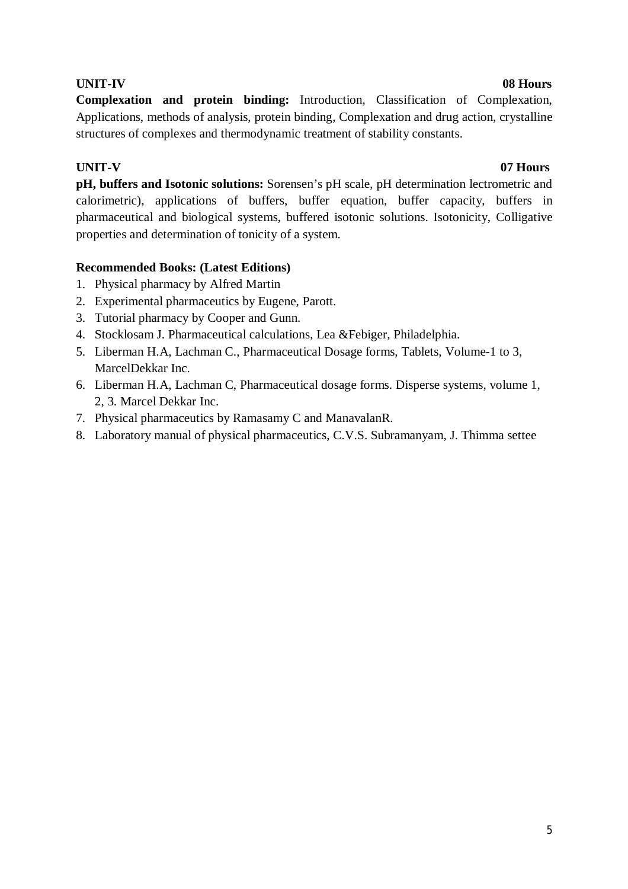**UNIT-IV** **08 Hours**

**Complexation and protein binding:** Introduction, Classification of Complexation, Applications, methods of analysis, protein binding, Complexation and drug action, crystalline structures of complexes and thermodynamic treatment of stability constants.

**UNIT-V** **07 Hours**

**pH, buffers and Isotonic solutions:** Sorensen's pH scale, pH determination lectrometric and calorimetric), applications of buffers, buffer equation, buffer capacity, buffers in pharmaceutical and biological systems, buffered isotonic solutions. Isotonicity, Colligative properties and determination of tonicity of a system.

**Recommended Books: (Latest Editions)**

1. Physical pharmacy by Alfred Martin
2. Experimental pharmaceutics by Eugene, Parott.
3. Tutorial pharmacy by Cooper and Gunn.
4. Stocklosam J. Pharmaceutical calculations, Lea &Febiger, Philadelphia.
5. Liberman H.A, Lachman C., Pharmaceutical Dosage forms, Tablets, Volume-1 to 3, MarcelDekkar Inc.
6. Liberman H.A, Lachman C, Pharmaceutical dosage forms. Disperse systems, volume 1, 2, 3. Marcel Dekkar Inc.
7. Physical pharmaceutics by Ramasamy C and ManavalanR.
8. Laboratory manual of physical pharmaceutics, C.V.S. Subramanyam, J. Thimma settee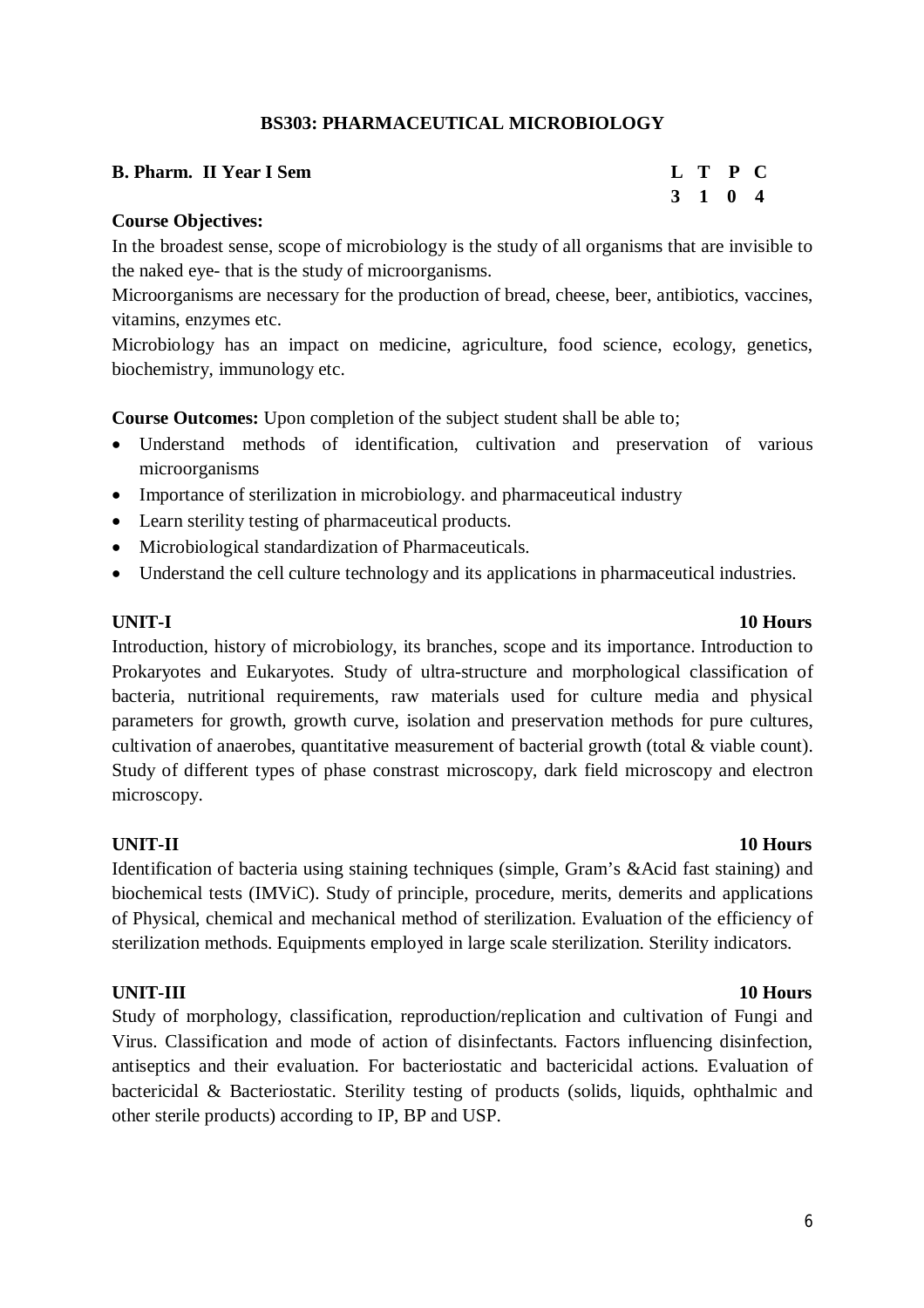## BS303: PHARMACEUTICAL MICROBIOLOGY

**B. Pharm. II Year I Sem**

| L | T | P | C |
|---|---|---|---|
| 3 | 1 | 0 | 4 |

**Course Objectives:**

In the broadest sense, scope of microbiology is the study of all organisms that are invisible to the naked eye- that is the study of microorganisms.

Microorganisms are necessary for the production of bread, cheese, beer, antibiotics, vaccines, vitamins, enzymes etc.

Microbiology has an impact on medicine, agriculture, food science, ecology, genetics, biochemistry, immunology etc.

**Course Outcomes:** Upon completion of the subject student shall be able to;

- Understand methods of identification, cultivation and preservation of various microorganisms
- Importance of sterilization in microbiology. and pharmaceutical industry
- Learn sterility testing of pharmaceutical products.
- Microbiological standardization of Pharmaceuticals.
- Understand the cell culture technology and its applications in pharmaceutical industries.

**UNIT-I** **10 Hours**

Introduction, history of microbiology, its branches, scope and its importance. Introduction to Prokaryotes and Eukaryotes. Study of ultra-structure and morphological classification of bacteria, nutritional requirements, raw materials used for culture media and physical parameters for growth, growth curve, isolation and preservation methods for pure cultures, cultivation of anaerobes, quantitative measurement of bacterial growth (total & viable count). Study of different types of phase constrast microscopy, dark field microscopy and electron microscopy.

**UNIT-II** **10 Hours**

Identification of bacteria using staining techniques (simple, Gram's &Acid fast staining) and biochemical tests (IMViC). Study of principle, procedure, merits, demerits and applications of Physical, chemical and mechanical method of sterilization. Evaluation of the efficiency of sterilization methods. Equipments employed in large scale sterilization. Sterility indicators.

**UNIT-III** **10 Hours**

Study of morphology, classification, reproduction/replication and cultivation of Fungi and Virus. Classification and mode of action of disinfectants. Factors influencing disinfection, antiseptics and their evaluation. For bacteriostatic and bactericidal actions. Evaluation of bactericidal & Bacteriostatic. Sterility testing of products (solids, liquids, ophthalmic and other sterile products) according to IP, BP and USP.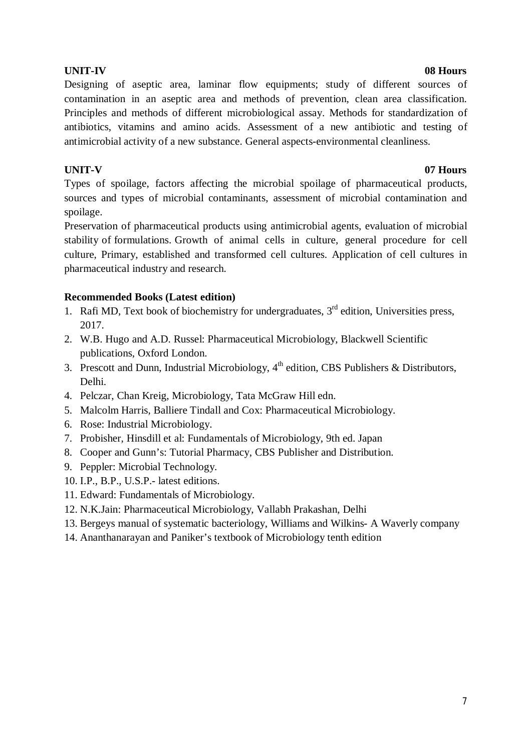**UNIT-IV** **08 Hours**

Designing of aseptic area, laminar flow equipments; study of different sources of contamination in an aseptic area and methods of prevention, clean area classification. Principles and methods of different microbiological assay. Methods for standardization of antibiotics, vitamins and amino acids. Assessment of a new antibiotic and testing of antimicrobial activity of a new substance. General aspects-environmental cleanliness.

**UNIT-V** **07 Hours**

Types of spoilage, factors affecting the microbial spoilage of pharmaceutical products, sources and types of microbial contaminants, assessment of microbial contamination and spoilage.

Preservation of pharmaceutical products using antimicrobial agents, evaluation of microbial stability of formulations. Growth of animal cells in culture, general procedure for cell culture, Primary, established and transformed cell cultures. Application of cell cultures in pharmaceutical industry and research.

**Recommended Books (Latest edition)**

1. Rafi MD, Text book of biochemistry for undergraduates, 3rd edition, Universities press, 2017.
2. W.B. Hugo and A.D. Russel: Pharmaceutical Microbiology, Blackwell Scientific publications, Oxford London.
3. Prescott and Dunn, Industrial Microbiology, 4th edition, CBS Publishers & Distributors, Delhi.
4. Pelczar, Chan Kreig, Microbiology, Tata McGraw Hill edn.
5. Malcolm Harris, Balliere Tindall and Cox: Pharmaceutical Microbiology.
6. Rose: Industrial Microbiology.
7. Probisher, Hinsdill et al: Fundamentals of Microbiology, 9th ed. Japan
8. Cooper and Gunn's: Tutorial Pharmacy, CBS Publisher and Distribution.
9. Peppler: Microbial Technology.
10. I.P., B.P., U.S.P.- latest editions.
11. Edward: Fundamentals of Microbiology.
12. N.K.Jain: Pharmaceutical Microbiology, Vallabh Prakashan, Delhi
13. Bergeys manual of systematic bacteriology, Williams and Wilkins- A Waverly company
14. Ananthanarayan and Paniker's textbook of Microbiology tenth edition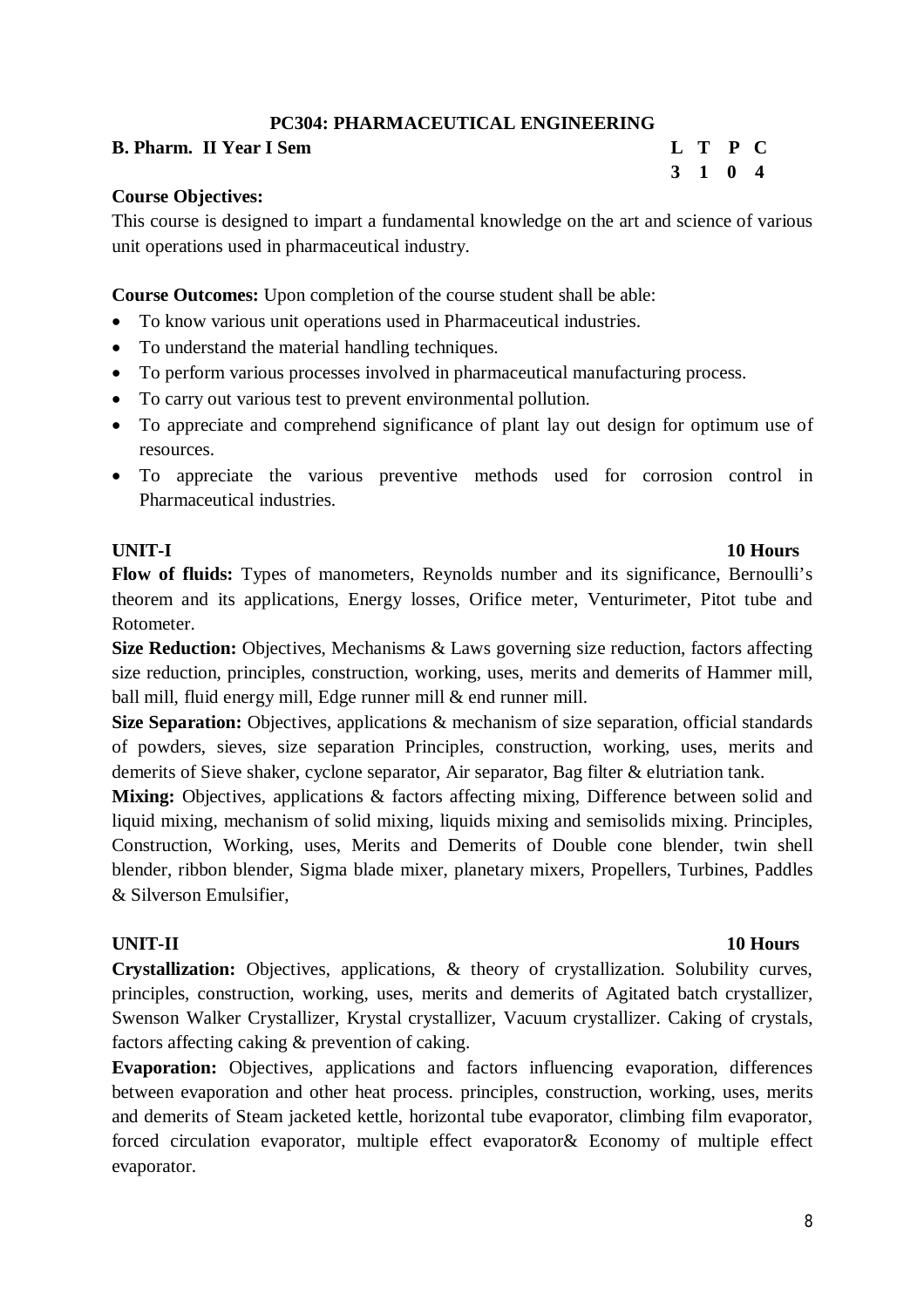## PC304: PHARMACEUTICAL ENGINEERING

**B. Pharm. II Year I Sem**

| L | T | P | C |
|---|---|---|---|
| 3 | 1 | 0 | 4 |

**Course Objectives:**

This course is designed to impart a fundamental knowledge on the art and science of various unit operations used in pharmaceutical industry.

**Course Outcomes:** Upon completion of the course student shall be able:

- To know various unit operations used in Pharmaceutical industries.
- To understand the material handling techniques.
- To perform various processes involved in pharmaceutical manufacturing process.
- To carry out various test to prevent environmental pollution.
- To appreciate and comprehend significance of plant lay out design for optimum use of resources.
- To appreciate the various preventive methods used for corrosion control in Pharmaceutical industries.

**UNIT-I** **10 Hours**

**Flow of fluids:** Types of manometers, Reynolds number and its significance, Bernoulli's theorem and its applications, Energy losses, Orifice meter, Venturimeter, Pitot tube and Rotometer.

**Size Reduction:** Objectives, Mechanisms & Laws governing size reduction, factors affecting size reduction, principles, construction, working, uses, merits and demerits of Hammer mill, ball mill, fluid energy mill, Edge runner mill & end runner mill.

**Size Separation:** Objectives, applications & mechanism of size separation, official standards of powders, sieves, size separation Principles, construction, working, uses, merits and demerits of Sieve shaker, cyclone separator, Air separator, Bag filter & elutriation tank.

**Mixing:** Objectives, applications & factors affecting mixing, Difference between solid and liquid mixing, mechanism of solid mixing, liquids mixing and semisolids mixing. Principles, Construction, Working, uses, Merits and Demerits of Double cone blender, twin shell blender, ribbon blender, Sigma blade mixer, planetary mixers, Propellers, Turbines, Paddles & Silverson Emulsifier,

**UNIT-II** **10 Hours**

**Crystallization:** Objectives, applications, & theory of crystallization. Solubility curves, principles, construction, working, uses, merits and demerits of Agitated batch crystallizer, Swenson Walker Crystallizer, Krystal crystallizer, Vacuum crystallizer. Caking of crystals, factors affecting caking & prevention of caking.

**Evaporation:** Objectives, applications and factors influencing evaporation, differences between evaporation and other heat process. principles, construction, working, uses, merits and demerits of Steam jacketed kettle, horizontal tube evaporator, climbing film evaporator, forced circulation evaporator, multiple effect evaporator& Economy of multiple effect evaporator.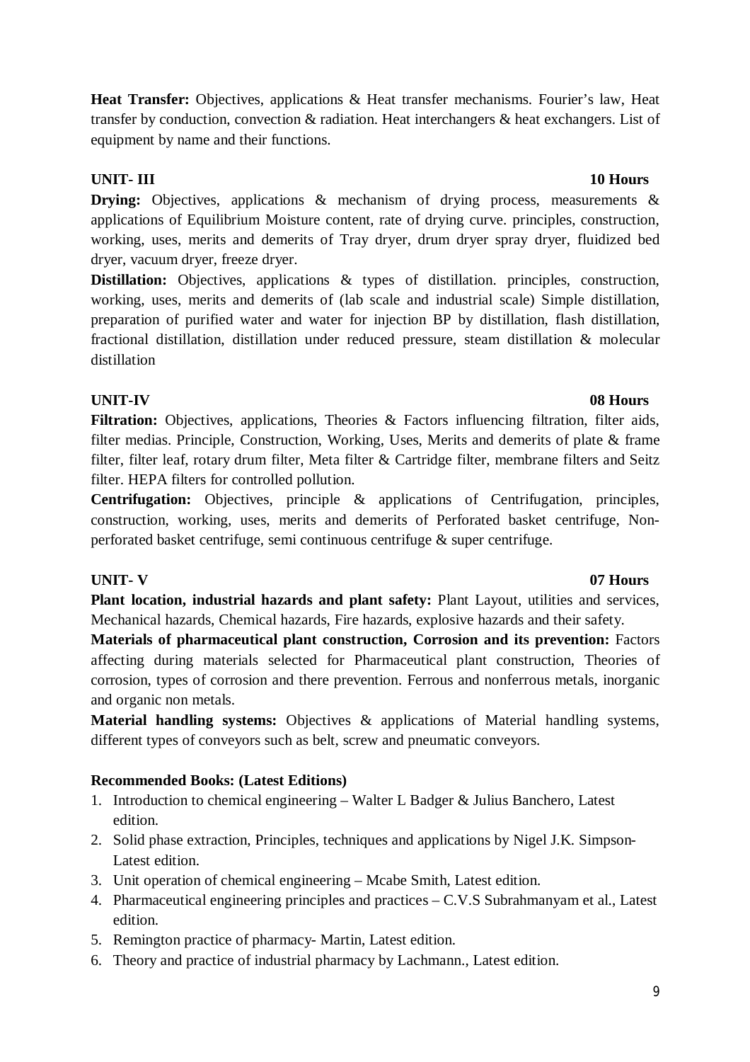**Heat Transfer:** Objectives, applications & Heat transfer mechanisms. Fourier's law, Heat transfer by conduction, convection & radiation. Heat interchangers & heat exchangers. List of equipment by name and their functions.

**UNIT- III** **10 Hours**

**Drying:** Objectives, applications & mechanism of drying process, measurements & applications of Equilibrium Moisture content, rate of drying curve. principles, construction, working, uses, merits and demerits of Tray dryer, drum dryer spray dryer, fluidized bed dryer, vacuum dryer, freeze dryer.

**Distillation:** Objectives, applications & types of distillation. principles, construction, working, uses, merits and demerits of (lab scale and industrial scale) Simple distillation, preparation of purified water and water for injection BP by distillation, flash distillation, fractional distillation, distillation under reduced pressure, steam distillation & molecular distillation

**UNIT-IV** **08 Hours**

**Filtration:** Objectives, applications, Theories & Factors influencing filtration, filter aids, filter medias. Principle, Construction, Working, Uses, Merits and demerits of plate & frame filter, filter leaf, rotary drum filter, Meta filter & Cartridge filter, membrane filters and Seitz filter. HEPA filters for controlled pollution.

**Centrifugation:** Objectives, principle & applications of Centrifugation, principles, construction, working, uses, merits and demerits of Perforated basket centrifuge, Non-perforated basket centrifuge, semi continuous centrifuge & super centrifuge.

**UNIT- V** **07 Hours**

**Plant location, industrial hazards and plant safety:** Plant Layout, utilities and services, Mechanical hazards, Chemical hazards, Fire hazards, explosive hazards and their safety.

**Materials of pharmaceutical plant construction, Corrosion and its prevention:** Factors affecting during materials selected for Pharmaceutical plant construction, Theories of corrosion, types of corrosion and there prevention. Ferrous and nonferrous metals, inorganic and organic non metals.

**Material handling systems:** Objectives & applications of Material handling systems, different types of conveyors such as belt, screw and pneumatic conveyors.

**Recommended Books: (Latest Editions)**

1. Introduction to chemical engineering – Walter L Badger & Julius Banchero, Latest edition.
2. Solid phase extraction, Principles, techniques and applications by Nigel J.K. Simpson-Latest edition.
3. Unit operation of chemical engineering – Mcabe Smith, Latest edition.
4. Pharmaceutical engineering principles and practices – C.V.S Subrahmanyam et al., Latest edition.
5. Remington practice of pharmacy- Martin, Latest edition.
6. Theory and practice of industrial pharmacy by Lachmann., Latest edition.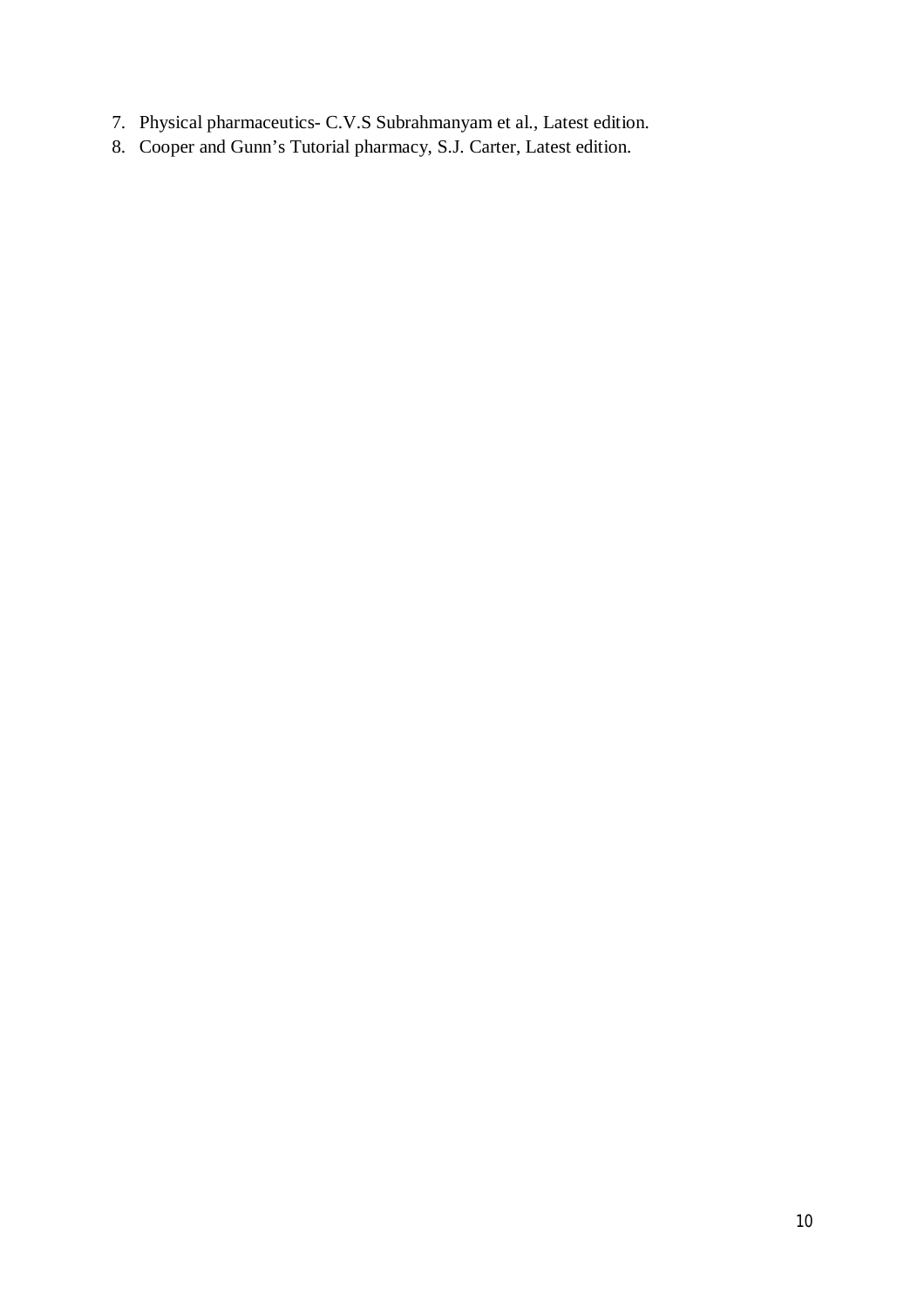7. Physical pharmaceutics- C.V.S Subrahmanyam et al., Latest edition.
8. Cooper and Gunn's Tutorial pharmacy, S.J. Carter, Latest edition.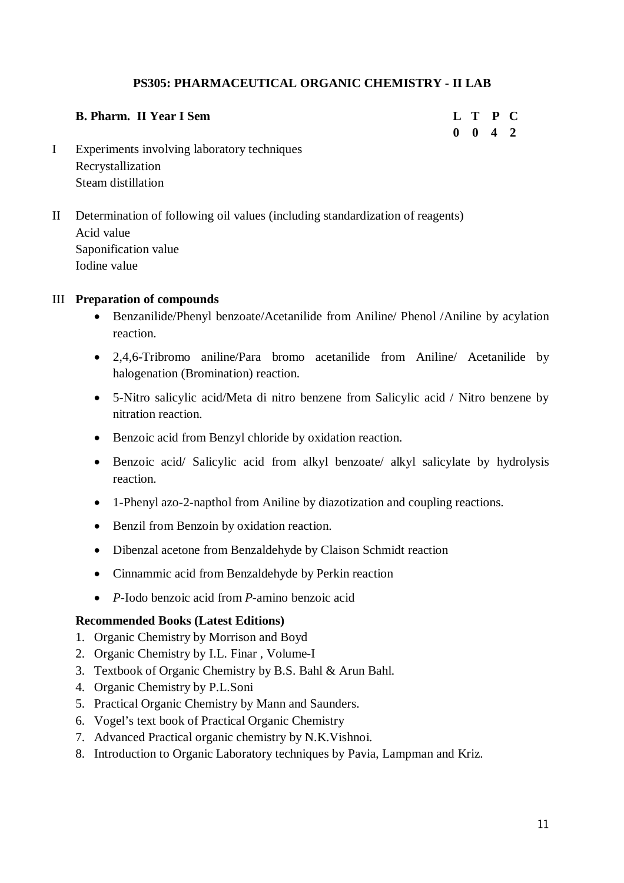## PS305: PHARMACEUTICAL ORGANIC CHEMISTRY - II LAB

**B. Pharm. II Year I Sem**

| L | T | P | C |
|---|---|---|---|
| 0 | 0 | 4 | 2 |

I Experiments involving laboratory techniques
Recrystallization
Steam distillation

II Determination of following oil values (including standardization of reagents)
Acid value
Saponification value
Iodine value

III **Preparation of compounds**

- Benzanilide/Phenyl benzoate/Acetanilide from Aniline/ Phenol /Aniline by acylation reaction.
- 2,4,6-Tribromo aniline/Para bromo acetanilide from Aniline/ Acetanilide by halogenation (Bromination) reaction.
- 5-Nitro salicylic acid/Meta di nitro benzene from Salicylic acid / Nitro benzene by nitration reaction.
- Benzoic acid from Benzyl chloride by oxidation reaction.
- Benzoic acid/ Salicylic acid from alkyl benzoate/ alkyl salicylate by hydrolysis reaction.
- 1-Phenyl azo-2-napthol from Aniline by diazotization and coupling reactions.
- Benzil from Benzoin by oxidation reaction.
- Dibenzal acetone from Benzaldehyde by Claison Schmidt reaction
- Cinnammic acid from Benzaldehyde by Perkin reaction
- *P*-Iodo benzoic acid from *P*-amino benzoic acid

**Recommended Books (Latest Editions)**

1. Organic Chemistry by Morrison and Boyd
2. Organic Chemistry by I.L. Finar , Volume-I
3. Textbook of Organic Chemistry by B.S. Bahl & Arun Bahl.
4. Organic Chemistry by P.L.Soni
5. Practical Organic Chemistry by Mann and Saunders.
6. Vogel's text book of Practical Organic Chemistry
7. Advanced Practical organic chemistry by N.K.Vishnoi.
8. Introduction to Organic Laboratory techniques by Pavia, Lampman and Kriz.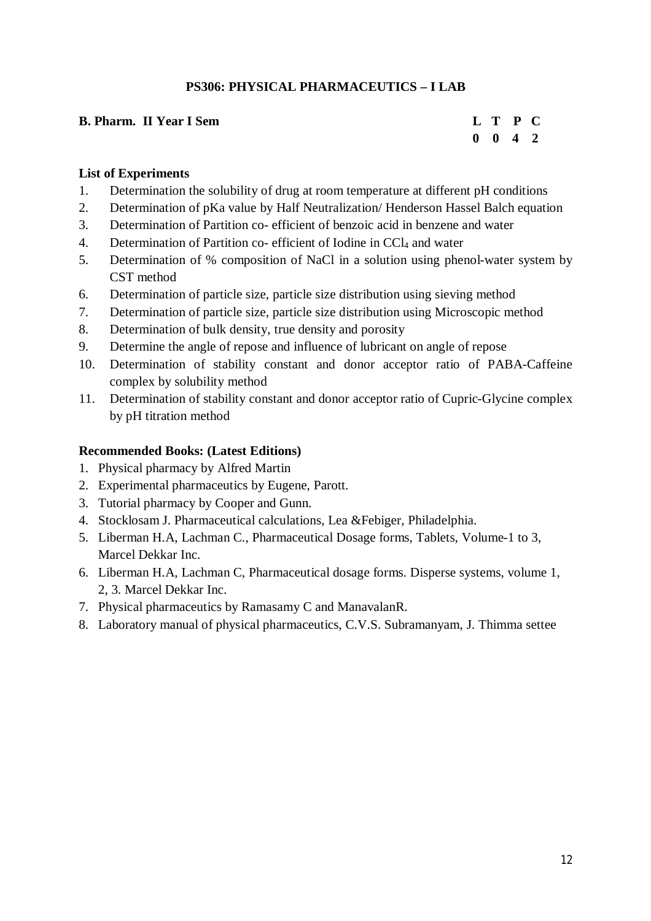## PS306: PHYSICAL PHARMACEUTICS – I LAB

**B. Pharm. II Year I Sem**

| L | T | P | C |
|---|---|---|---|
| 0 | 0 | 4 | 2 |

**List of Experiments**

1. Determination the solubility of drug at room temperature at different pH conditions
2. Determination of pKa value by Half Neutralization/ Henderson Hassel Balch equation
3. Determination of Partition co- efficient of benzoic acid in benzene and water
4. Determination of Partition co- efficient of Iodine in $CCl_4$ and water
5. Determination of % composition of NaCl in a solution using phenol-water system by CST method
6. Determination of particle size, particle size distribution using sieving method
7. Determination of particle size, particle size distribution using Microscopic method
8. Determination of bulk density, true density and porosity
9. Determine the angle of repose and influence of lubricant on angle of repose
10. Determination of stability constant and donor acceptor ratio of PABA-Caffeine complex by solubility method
11. Determination of stability constant and donor acceptor ratio of Cupric-Glycine complex by pH titration method

**Recommended Books: (Latest Editions)**

1. Physical pharmacy by Alfred Martin
2. Experimental pharmaceutics by Eugene, Parott.
3. Tutorial pharmacy by Cooper and Gunn.
4. Stocklosam J. Pharmaceutical calculations, Lea &Febiger, Philadelphia.
5. Liberman H.A, Lachman C., Pharmaceutical Dosage forms, Tablets, Volume-1 to 3, Marcel Dekkar Inc.
6. Liberman H.A, Lachman C, Pharmaceutical dosage forms. Disperse systems, volume 1, 2, 3. Marcel Dekkar Inc.
7. Physical pharmaceutics by Ramasamy C and ManavalanR.
8. Laboratory manual of physical pharmaceutics, C.V.S. Subramanyam, J. Thimma settee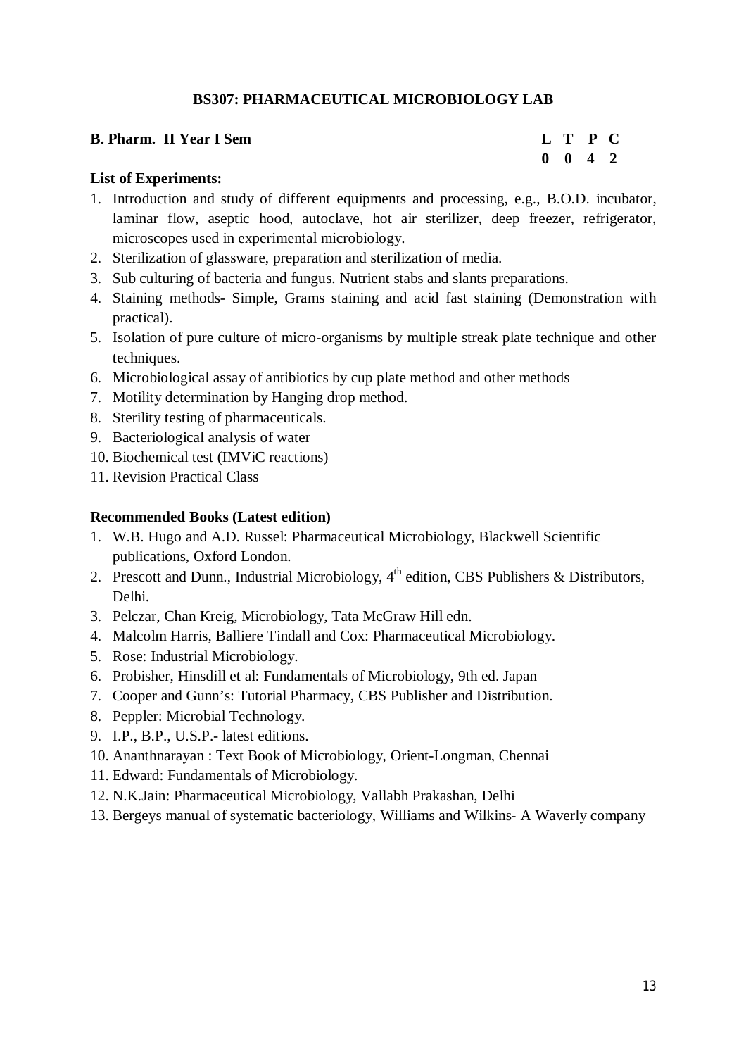## BS307: PHARMACEUTICAL MICROBIOLOGY LAB

**B. Pharm. II Year I Sem**

| L | T | P | C |
|---|---|---|---|
| 0 | 0 | 4 | 2 |

**List of Experiments:**

1. Introduction and study of different equipments and processing, e.g., B.O.D. incubator, laminar flow, aseptic hood, autoclave, hot air sterilizer, deep freezer, refrigerator, microscopes used in experimental microbiology.
2. Sterilization of glassware, preparation and sterilization of media.
3. Sub culturing of bacteria and fungus. Nutrient stabs and slants preparations.
4. Staining methods- Simple, Grams staining and acid fast staining (Demonstration with practical).
5. Isolation of pure culture of micro-organisms by multiple streak plate technique and other techniques.
6. Microbiological assay of antibiotics by cup plate method and other methods
7. Motility determination by Hanging drop method.
8. Sterility testing of pharmaceuticals.
9. Bacteriological analysis of water
10. Biochemical test (IMViC reactions)
11. Revision Practical Class

**Recommended Books (Latest edition)**

1. W.B. Hugo and A.D. Russel: Pharmaceutical Microbiology, Blackwell Scientific publications, Oxford London.
2. Prescott and Dunn., Industrial Microbiology, 4th edition, CBS Publishers & Distributors, Delhi.
3. Pelczar, Chan Kreig, Microbiology, Tata McGraw Hill edn.
4. Malcolm Harris, Balliere Tindall and Cox: Pharmaceutical Microbiology.
5. Rose: Industrial Microbiology.
6. Probisher, Hinsdill et al: Fundamentals of Microbiology, 9th ed. Japan
7. Cooper and Gunn's: Tutorial Pharmacy, CBS Publisher and Distribution.
8. Peppler: Microbial Technology.
9. I.P., B.P., U.S.P.- latest editions.
10. Ananthnarayan : Text Book of Microbiology, Orient-Longman, Chennai
11. Edward: Fundamentals of Microbiology.
12. N.K.Jain: Pharmaceutical Microbiology, Vallabh Prakashan, Delhi
13. Bergeys manual of systematic bacteriology, Williams and Wilkins- A Waverly company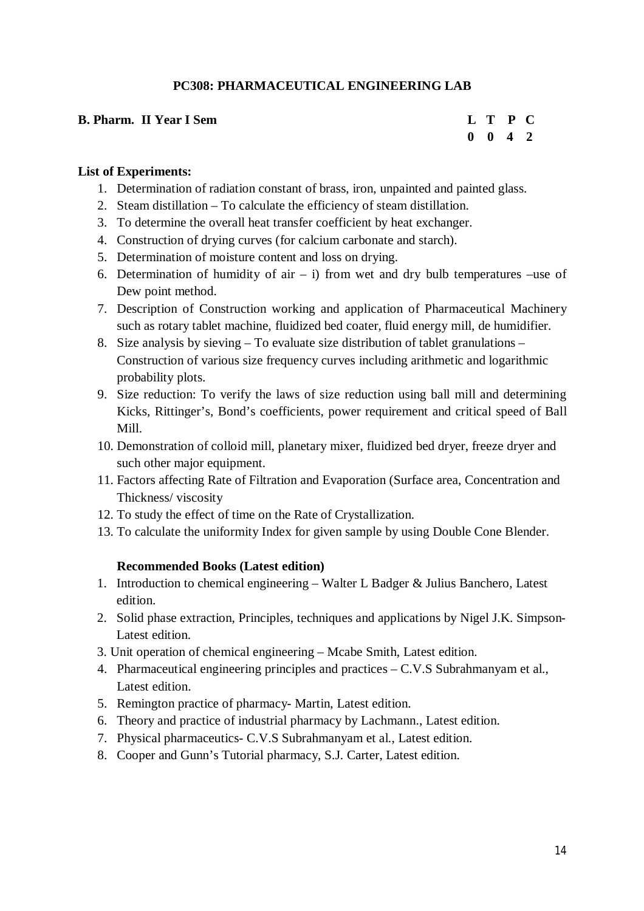## PC308: PHARMACEUTICAL ENGINEERING LAB

**B. Pharm. II Year I Sem**

| L | T | P | C |
|---|---|---|---|
| 0 | 0 | 4 | 2 |

**List of Experiments:**

1. Determination of radiation constant of brass, iron, unpainted and painted glass.
2. Steam distillation – To calculate the efficiency of steam distillation.
3. To determine the overall heat transfer coefficient by heat exchanger.
4. Construction of drying curves (for calcium carbonate and starch).
5. Determination of moisture content and loss on drying.
6. Determination of humidity of air – i) from wet and dry bulb temperatures –use of Dew point method.
7. Description of Construction working and application of Pharmaceutical Machinery such as rotary tablet machine, fluidized bed coater, fluid energy mill, de humidifier.
8. Size analysis by sieving – To evaluate size distribution of tablet granulations – Construction of various size frequency curves including arithmetic and logarithmic probability plots.
9. Size reduction: To verify the laws of size reduction using ball mill and determining Kicks, Rittinger's, Bond's coefficients, power requirement and critical speed of Ball Mill.
10. Demonstration of colloid mill, planetary mixer, fluidized bed dryer, freeze dryer and such other major equipment.
11. Factors affecting Rate of Filtration and Evaporation (Surface area, Concentration and Thickness/ viscosity
12. To study the effect of time on the Rate of Crystallization.
13. To calculate the uniformity Index for given sample by using Double Cone Blender.

**Recommended Books (Latest edition)**

1. Introduction to chemical engineering – Walter L Badger & Julius Banchero, Latest edition.
2. Solid phase extraction, Principles, techniques and applications by Nigel J.K. Simpson- Latest edition.
3. Unit operation of chemical engineering – Mcabe Smith, Latest edition.
4. Pharmaceutical engineering principles and practices – C.V.S Subrahmanyam et al., Latest edition.
5. Remington practice of pharmacy- Martin, Latest edition.
6. Theory and practice of industrial pharmacy by Lachmann., Latest edition.
7. Physical pharmaceutics- C.V.S Subrahmanyam et al., Latest edition.
8. Cooper and Gunn's Tutorial pharmacy, S.J. Carter, Latest edition.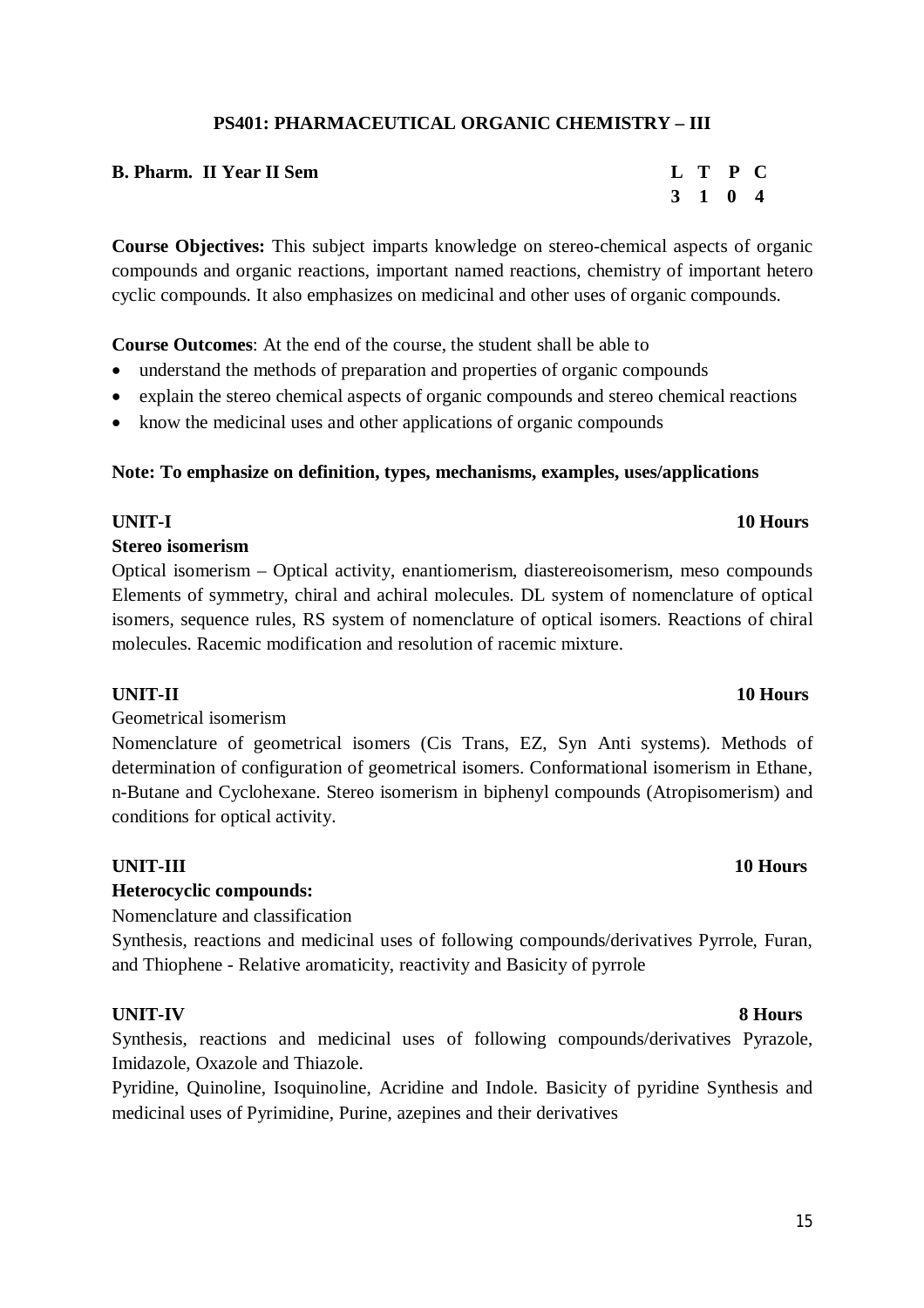# PS401: PHARMACEUTICAL ORGANIC CHEMISTRY – III

**B. Pharm. II Year II Sem**

| L | T | P | C |
|---|---|---|---|
| 3 | 1 | 0 | 4 |

**Course Objectives:** This subject imparts knowledge on stereo-chemical aspects of organic compounds and organic reactions, important named reactions, chemistry of important hetero cyclic compounds. It also emphasizes on medicinal and other uses of organic compounds.

**Course Outcomes**: At the end of the course, the student shall be able to

- understand the methods of preparation and properties of organic compounds
- explain the stereo chemical aspects of organic compounds and stereo chemical reactions
- know the medicinal uses and other applications of organic compounds

**Note: To emphasize on definition, types, mechanisms, examples, uses/applications**

**UNIT-I** **10 Hours**

**Stereo isomerism**

Optical isomerism – Optical activity, enantiomerism, diastereoisomerism, meso compounds Elements of symmetry, chiral and achiral molecules. DL system of nomenclature of optical isomers, sequence rules, RS system of nomenclature of optical isomers. Reactions of chiral molecules. Racemic modification and resolution of racemic mixture.

**UNIT-II** **10 Hours**

Geometrical isomerism

Nomenclature of geometrical isomers (Cis Trans, EZ, Syn Anti systems). Methods of determination of configuration of geometrical isomers. Conformational isomerism in Ethane, n-Butane and Cyclohexane. Stereo isomerism in biphenyl compounds (Atropisomerism) and conditions for optical activity.

**UNIT-III** **10 Hours**

**Heterocyclic compounds:**

Nomenclature and classification

Synthesis, reactions and medicinal uses of following compounds/derivatives Pyrrole, Furan, and Thiophene - Relative aromaticity, reactivity and Basicity of pyrrole

**UNIT-IV** **8 Hours**

Synthesis, reactions and medicinal uses of following compounds/derivatives Pyrazole, Imidazole, Oxazole and Thiazole.

Pyridine, Quinoline, Isoquinoline, Acridine and Indole. Basicity of pyridine Synthesis and medicinal uses of Pyrimidine, Purine, azepines and their derivatives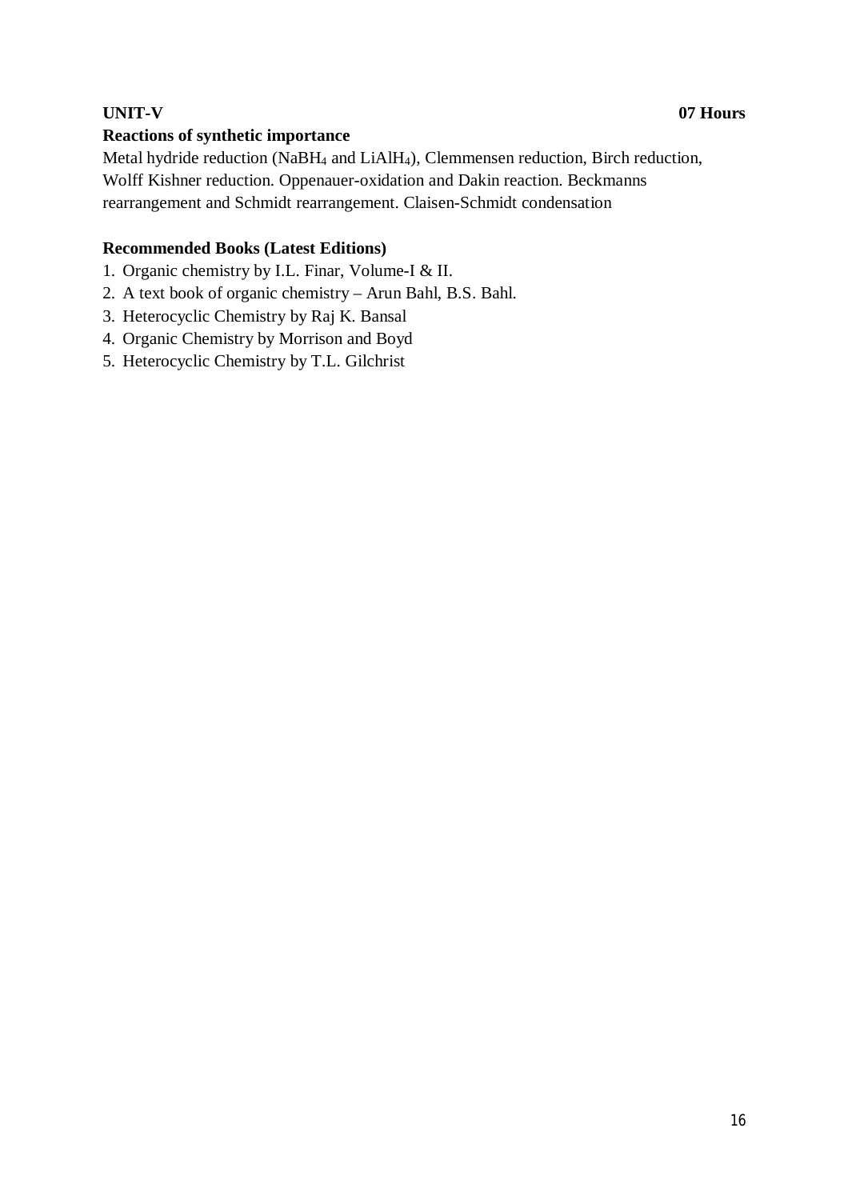**UNIT-V** **07 Hours**

**Reactions of synthetic importance**

Metal hydride reduction ($NaBH_4$ and $LiAlH_4$), Clemmensen reduction, Birch reduction, Wolff Kishner reduction. Oppenauer-oxidation and Dakin reaction. Beckmanns rearrangement and Schmidt rearrangement. Claisen-Schmidt condensation

**Recommended Books (Latest Editions)**

1. Organic chemistry by I.L. Finar, Volume-I & II.
2. A text book of organic chemistry – Arun Bahl, B.S. Bahl.
3. Heterocyclic Chemistry by Raj K. Bansal
4. Organic Chemistry by Morrison and Boyd
5. Heterocyclic Chemistry by T.L. Gilchrist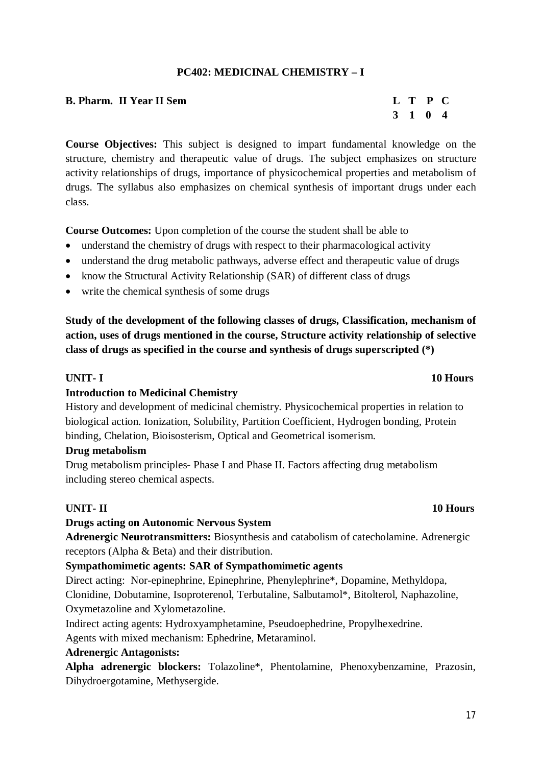## PC402: MEDICINAL CHEMISTRY – I

**B. Pharm. II Year II Sem**

| L | T | P | C |
|---|---|---|---|
| 3 | 1 | 0 | 4 |

**Course Objectives:** This subject is designed to impart fundamental knowledge on the structure, chemistry and therapeutic value of drugs. The subject emphasizes on structure activity relationships of drugs, importance of physicochemical properties and metabolism of drugs. The syllabus also emphasizes on chemical synthesis of important drugs under each class.

**Course Outcomes:** Upon completion of the course the student shall be able to

- understand the chemistry of drugs with respect to their pharmacological activity
- understand the drug metabolic pathways, adverse effect and therapeutic value of drugs
- know the Structural Activity Relationship (SAR) of different class of drugs
- write the chemical synthesis of some drugs

**Study of the development of the following classes of drugs, Classification, mechanism of action, uses of drugs mentioned in the course, Structure activity relationship of selective class of drugs as specified in the course and synthesis of drugs superscripted (*)**

### UNIT- I — 10 Hours

**Introduction to Medicinal Chemistry**

History and development of medicinal chemistry. Physicochemical properties in relation to biological action. Ionization, Solubility, Partition Coefficient, Hydrogen bonding, Protein binding, Chelation, Bioisosterism, Optical and Geometrical isomerism.

**Drug metabolism**

Drug metabolism principles- Phase I and Phase II. Factors affecting drug metabolism including stereo chemical aspects.

### UNIT- II — 10 Hours

**Drugs acting on Autonomic Nervous System**

**Adrenergic Neurotransmitters:** Biosynthesis and catabolism of catecholamine. Adrenergic receptors (Alpha & Beta) and their distribution.

**Sympathomimetic agents: SAR of Sympathomimetic agents**

Direct acting: Nor-epinephrine, Epinephrine, Phenylephrine*, Dopamine, Methyldopa, Clonidine, Dobutamine, Isoproterenol, Terbutaline, Salbutamol*, Bitolterol, Naphazoline, Oxymetazoline and Xylometazoline.

Indirect acting agents: Hydroxyamphetamine, Pseudoephedrine, Propylhexedrine.

Agents with mixed mechanism: Ephedrine, Metaraminol.

**Adrenergic Antagonists:**

**Alpha adrenergic blockers:** Tolazoline*, Phentolamine, Phenoxybenzamine, Prazosin, Dihydroergotamine, Methysergide.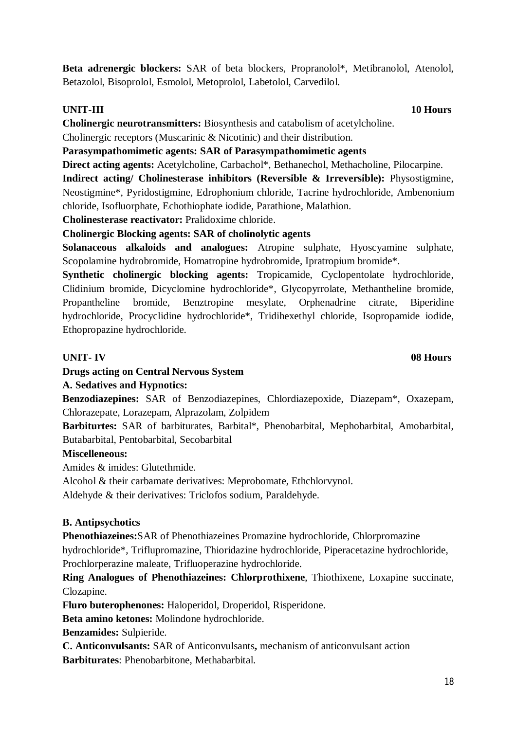**Beta adrenergic blockers:** SAR of beta blockers, Propranolol*, Metibranolol, Atenolol, Betazolol, Bisoprolol, Esmolol, Metoprolol, Labetolol, Carvedilol.

**UNIT-III** **10 Hours**

**Cholinergic neurotransmitters:** Biosynthesis and catabolism of acetylcholine.

Cholinergic receptors (Muscarinic & Nicotinic) and their distribution.

**Parasympathomimetic agents: SAR of Parasympathomimetic agents**

**Direct acting agents:** Acetylcholine, Carbachol*, Bethanechol, Methacholine, Pilocarpine.

**Indirect acting/ Cholinesterase inhibitors (Reversible & Irreversible):** Physostigmine, Neostigmine*, Pyridostigmine, Edrophonium chloride, Tacrine hydrochloride, Ambenonium chloride, Isofluorphate, Echothiophate iodide, Parathione, Malathion.

**Cholinesterase reactivator:** Pralidoxime chloride.

**Cholinergic Blocking agents: SAR of cholinolytic agents**

**Solanaceous alkaloids and analogues:** Atropine sulphate, Hyoscyamine sulphate, Scopolamine hydrobromide, Homatropine hydrobromide, Ipratropium bromide*.

**Synthetic cholinergic blocking agents:** Tropicamide, Cyclopentolate hydrochloride, Clidinium bromide, Dicyclomine hydrochloride*, Glycopyrrolate, Methantheline bromide, Propantheline bromide, Benztropine mesylate, Orphenadrine citrate, Biperidine hydrochloride, Procyclidine hydrochloride*, Tridihexethyl chloride, Isopropamide iodide, Ethopropazine hydrochloride.

**UNIT- IV** **08 Hours**

**Drugs acting on Central Nervous System**

**A. Sedatives and Hypnotics:**

**Benzodiazepines:** SAR of Benzodiazepines, Chlordiazepoxide, Diazepam*, Oxazepam, Chlorazepate, Lorazepam, Alprazolam, Zolpidem

**Barbiturtes:** SAR of barbiturates, Barbital*, Phenobarbital, Mephobarbital, Amobarbital, Butabarbital, Pentobarbital, Secobarbital

**Miscelleneous:**

Amides & imides: Glutethmide.

Alcohol & their carbamate derivatives: Meprobomate, Ethchlorvynol.

Aldehyde & their derivatives: Triclofos sodium, Paraldehyde.

**B. Antipsychotics**

**Phenothiazeines:**SAR of Phenothiazeines Promazine hydrochloride, Chlorpromazine hydrochloride*, Triflupromazine, Thioridazine hydrochloride, Piperacetazine hydrochloride, Prochlorperazine maleate, Trifluoperazine hydrochloride.

**Ring Analogues of Phenothiazeines: Chlorprothixene**, Thiothixene, Loxapine succinate, Clozapine.

**Fluro buterophenones:** Haloperidol, Droperidol, Risperidone.

**Beta amino ketones:** Molindone hydrochloride.

**Benzamides:** Sulpieride.

**C. Anticonvulsants:** SAR of Anticonvulsants**,** mechanism of anticonvulsant action

**Barbiturates**: Phenobarbitone, Methabarbital.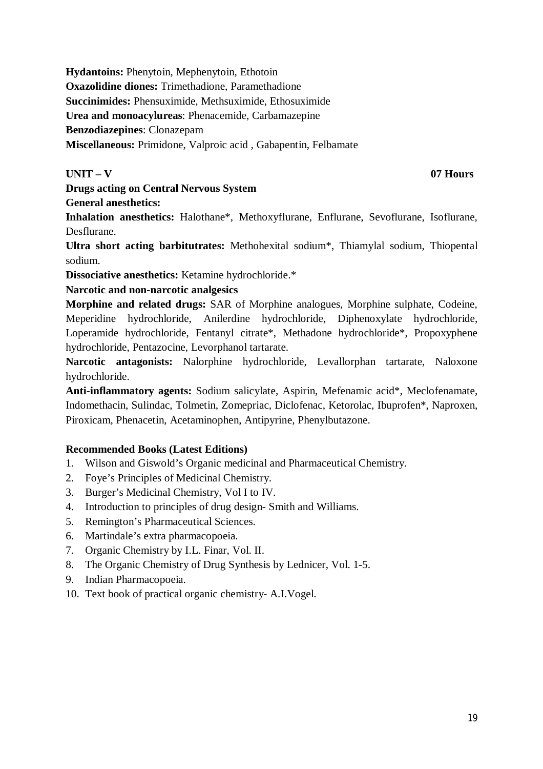**Hydantoins:** Phenytoin, Mephenytoin, Ethotoin
**Oxazolidine diones:** Trimethadione, Paramethadione
**Succinimides:** Phensuximide, Methsuximide, Ethosuximide
**Urea and monoacylureas**: Phenacemide, Carbamazepine
**Benzodiazepines**: Clonazepam
**Miscellaneous:** Primidone, Valproic acid , Gabapentin, Felbamate

**UNIT – V** **07 Hours**

**Drugs acting on Central Nervous System**

**General anesthetics:**

**Inhalation anesthetics:** Halothane*, Methoxyflurane, Enflurane, Sevoflurane, Isoflurane, Desflurane.

**Ultra short acting barbitutrates:** Methohexital sodium*, Thiamylal sodium, Thiopental sodium.

**Dissociative anesthetics:** Ketamine hydrochloride.*

**Narcotic and non-narcotic analgesics**

**Morphine and related drugs:** SAR of Morphine analogues, Morphine sulphate, Codeine, Meperidine hydrochloride, Anilerdine hydrochloride, Diphenoxylate hydrochloride, Loperamide hydrochloride, Fentanyl citrate*, Methadone hydrochloride*, Propoxyphene hydrochloride, Pentazocine, Levorphanol tartarate.

**Narcotic antagonists:** Nalorphine hydrochloride, Levallorphan tartarate, Naloxone hydrochloride.

**Anti-inflammatory agents:** Sodium salicylate, Aspirin, Mefenamic acid*, Meclofenamate, Indomethacin, Sulindac, Tolmetin, Zomepriac, Diclofenac, Ketorolac, Ibuprofen*, Naproxen, Piroxicam, Phenacetin, Acetaminophen, Antipyrine, Phenylbutazone.

**Recommended Books (Latest Editions)**

1. Wilson and Giswold’s Organic medicinal and Pharmaceutical Chemistry.
2. Foye’s Principles of Medicinal Chemistry.
3. Burger’s Medicinal Chemistry, Vol I to IV.
4. Introduction to principles of drug design- Smith and Williams.
5. Remington’s Pharmaceutical Sciences.
6. Martindale’s extra pharmacopoeia.
7. Organic Chemistry by I.L. Finar, Vol. II.
8. The Organic Chemistry of Drug Synthesis by Lednicer, Vol. 1-5.
9. Indian Pharmacopoeia.
10. Text book of practical organic chemistry- A.I.Vogel.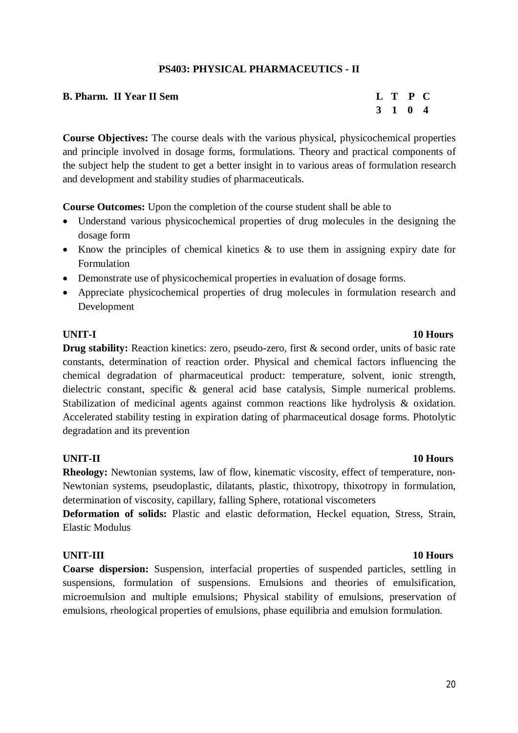## PS403: PHYSICAL PHARMACEUTICS - II

| **B. Pharm. II Year II Sem** | **L** | **T** | **P** | **C** |
|---|---|---|---|---|
| | **3** | **1** | **0** | **4** |

**Course Objectives:** The course deals with the various physical, physicochemical properties and principle involved in dosage forms, formulations. Theory and practical components of the subject help the student to get a better insight in to various areas of formulation research and development and stability studies of pharmaceuticals.

**Course Outcomes:** Upon the completion of the course student shall be able to

- Understand various physicochemical properties of drug molecules in the designing the dosage form
- Know the principles of chemical kinetics & to use them in assigning expiry date for Formulation
- Demonstrate use of physicochemical properties in evaluation of dosage forms.
- Appreciate physicochemical properties of drug molecules in formulation research and Development

### UNIT-I — 10 Hours

**Drug stability:** Reaction kinetics: zero, pseudo-zero, first & second order, units of basic rate constants, determination of reaction order. Physical and chemical factors influencing the chemical degradation of pharmaceutical product: temperature, solvent, ionic strength, dielectric constant, specific & general acid base catalysis, Simple numerical problems. Stabilization of medicinal agents against common reactions like hydrolysis & oxidation. Accelerated stability testing in expiration dating of pharmaceutical dosage forms. Photolytic degradation and its prevention

### UNIT-II — 10 Hours

**Rheology:** Newtonian systems, law of flow, kinematic viscosity, effect of temperature, non-Newtonian systems, pseudoplastic, dilatants, plastic, thixotropy, thixotropy in formulation, determination of viscosity, capillary, falling Sphere, rotational viscometers

**Deformation of solids:** Plastic and elastic deformation, Heckel equation, Stress, Strain, Elastic Modulus

### UNIT-III — 10 Hours

**Coarse dispersion:** Suspension, interfacial properties of suspended particles, settling in suspensions, formulation of suspensions. Emulsions and theories of emulsification, microemulsion and multiple emulsions; Physical stability of emulsions, preservation of emulsions, rheological properties of emulsions, phase equilibria and emulsion formulation.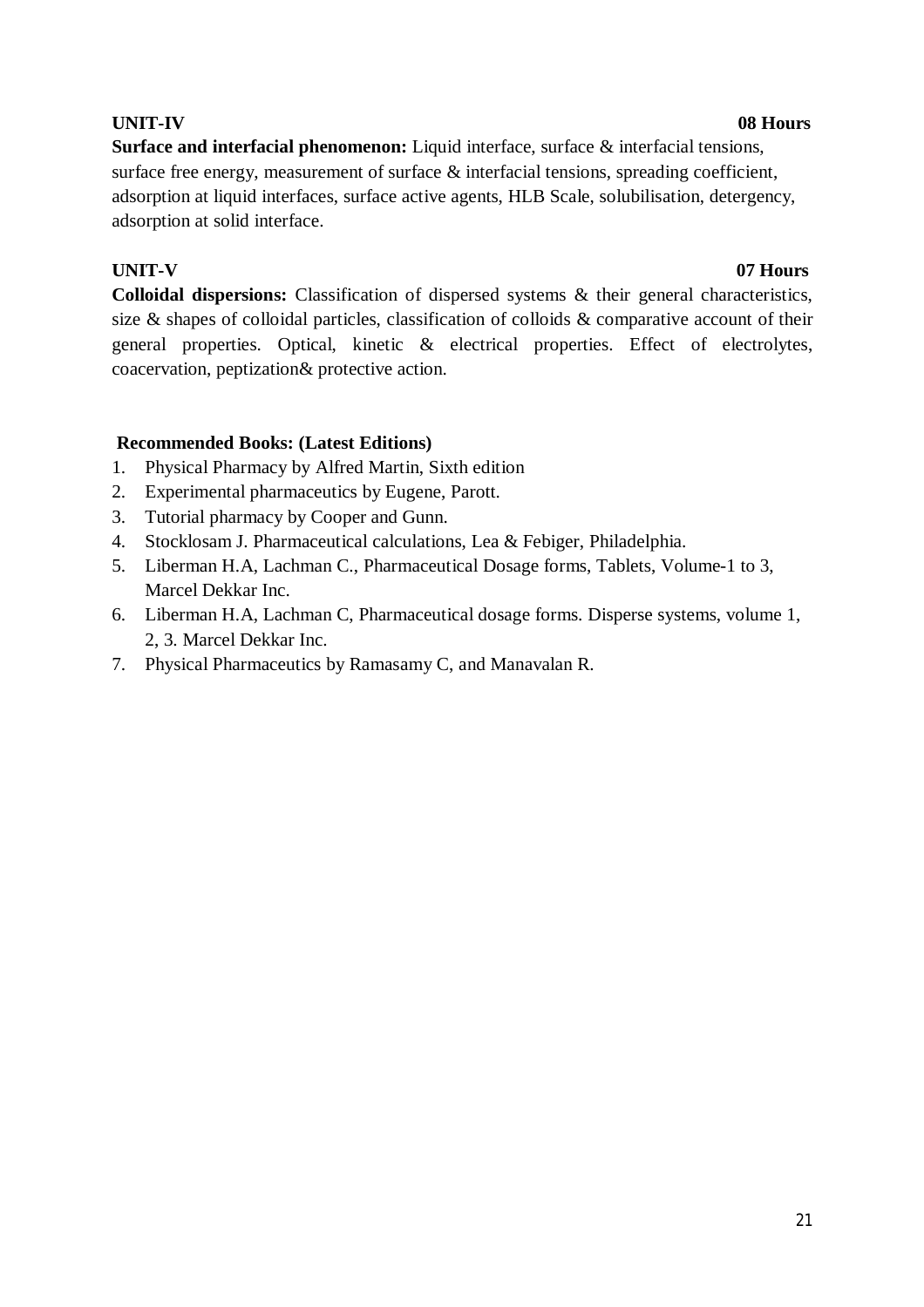**UNIT-IV** **08 Hours**

**Surface and interfacial phenomenon:** Liquid interface, surface & interfacial tensions, surface free energy, measurement of surface & interfacial tensions, spreading coefficient, adsorption at liquid interfaces, surface active agents, HLB Scale, solubilisation, detergency, adsorption at solid interface.

**UNIT-V** **07 Hours**

**Colloidal dispersions:** Classification of dispersed systems & their general characteristics, size & shapes of colloidal particles, classification of colloids & comparative account of their general properties. Optical, kinetic & electrical properties. Effect of electrolytes, coacervation, peptization& protective action.

**Recommended Books: (Latest Editions)**

1. Physical Pharmacy by Alfred Martin, Sixth edition
2. Experimental pharmaceutics by Eugene, Parott.
3. Tutorial pharmacy by Cooper and Gunn.
4. Stocklosam J. Pharmaceutical calculations, Lea & Febiger, Philadelphia.
5. Liberman H.A, Lachman C., Pharmaceutical Dosage forms, Tablets, Volume-1 to 3, Marcel Dekkar Inc.
6. Liberman H.A, Lachman C, Pharmaceutical dosage forms. Disperse systems, volume 1, 2, 3. Marcel Dekkar Inc.
7. Physical Pharmaceutics by Ramasamy C, and Manavalan R.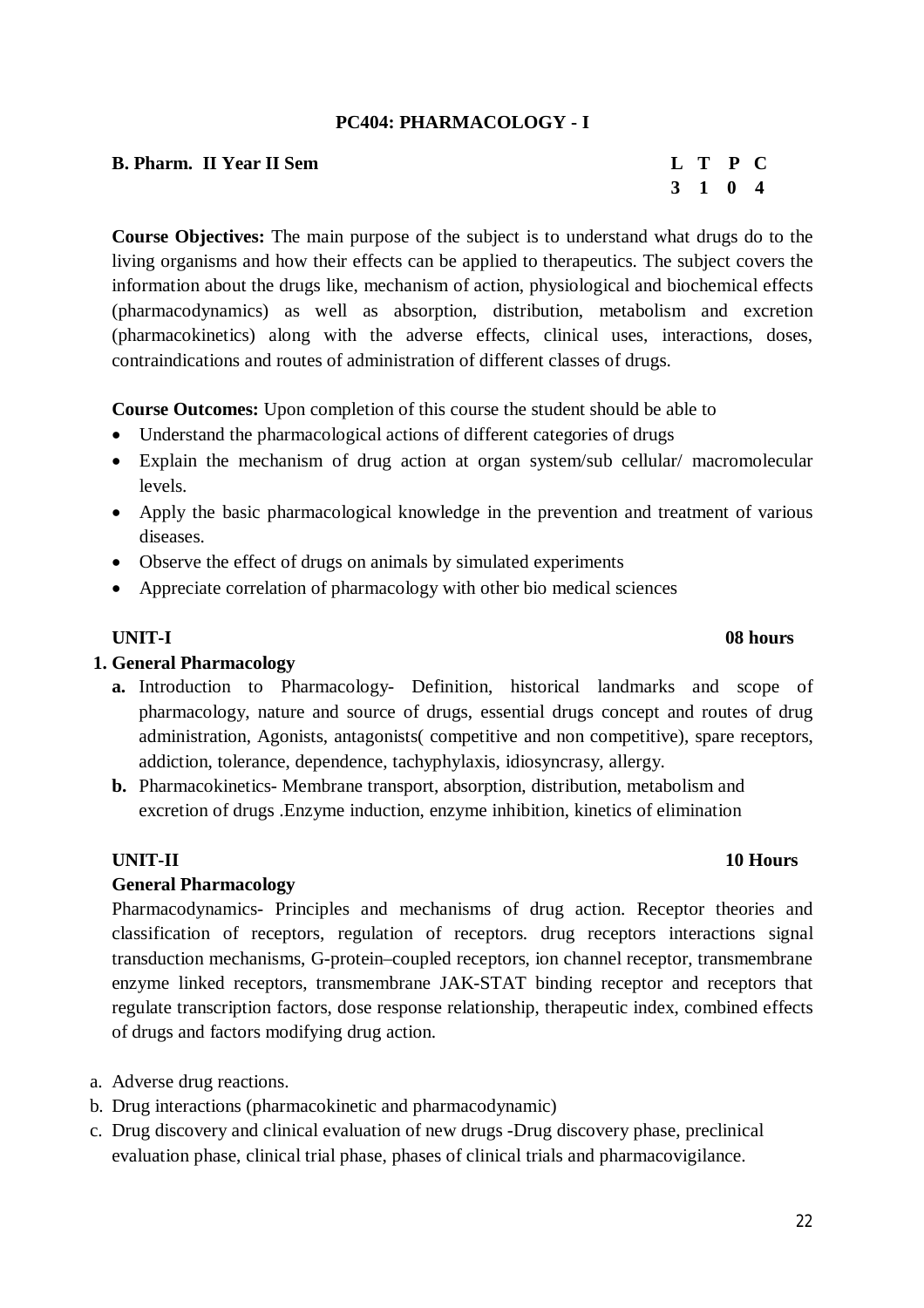## PC404: PHARMACOLOGY - I

**B. Pharm. II Year II Sem**

| L | T | P | C |
|---|---|---|---|
| 3 | 1 | 0 | 4 |

**Course Objectives:** The main purpose of the subject is to understand what drugs do to the living organisms and how their effects can be applied to therapeutics. The subject covers the information about the drugs like, mechanism of action, physiological and biochemical effects (pharmacodynamics) as well as absorption, distribution, metabolism and excretion (pharmacokinetics) along with the adverse effects, clinical uses, interactions, doses, contraindications and routes of administration of different classes of drugs.

**Course Outcomes:** Upon completion of this course the student should be able to

- Understand the pharmacological actions of different categories of drugs
- Explain the mechanism of drug action at organ system/sub cellular/ macromolecular levels.
- Apply the basic pharmacological knowledge in the prevention and treatment of various diseases.
- Observe the effect of drugs on animals by simulated experiments
- Appreciate correlation of pharmacology with other bio medical sciences

**UNIT-I** **08 hours**

**1. General Pharmacology**

**a.** Introduction to Pharmacology- Definition, historical landmarks and scope of pharmacology, nature and source of drugs, essential drugs concept and routes of drug administration, Agonists, antagonists( competitive and non competitive), spare receptors, addiction, tolerance, dependence, tachyphylaxis, idiosyncrasy, allergy.

**b.** Pharmacokinetics- Membrane transport, absorption, distribution, metabolism and excretion of drugs .Enzyme induction, enzyme inhibition, kinetics of elimination

**UNIT-II** **10 Hours**

**General Pharmacology**

Pharmacodynamics- Principles and mechanisms of drug action. Receptor theories and classification of receptors, regulation of receptors. drug receptors interactions signal transduction mechanisms, G-protein–coupled receptors, ion channel receptor, transmembrane enzyme linked receptors, transmembrane JAK-STAT binding receptor and receptors that regulate transcription factors, dose response relationship, therapeutic index, combined effects of drugs and factors modifying drug action.

a. Adverse drug reactions.
b. Drug interactions (pharmacokinetic and pharmacodynamic)
c. Drug discovery and clinical evaluation of new drugs -Drug discovery phase, preclinical evaluation phase, clinical trial phase, phases of clinical trials and pharmacovigilance.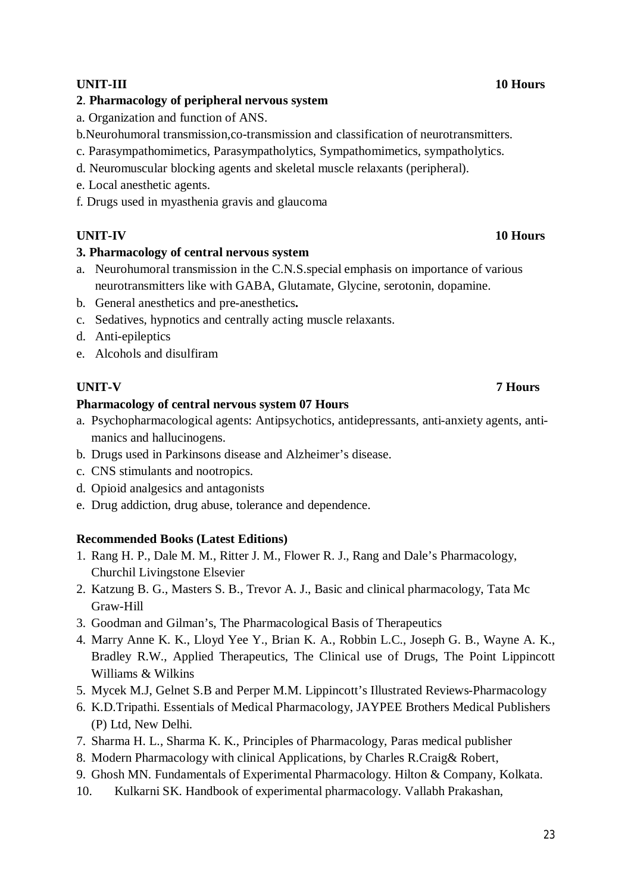**UNIT-III** **10 Hours**

**2**. **Pharmacology of peripheral nervous system**

a. Organization and function of ANS.

b.Neurohumoral transmission,co-transmission and classification of neurotransmitters.

c. Parasympathomimetics, Parasympatholytics, Sympathomimetics, sympatholytics.

d. Neuromuscular blocking agents and skeletal muscle relaxants (peripheral).

e. Local anesthetic agents.

f. Drugs used in myasthenia gravis and glaucoma

**UNIT-IV** **10 Hours**

**3. Pharmacology of central nervous system**

a. Neurohumoral transmission in the C.N.S.special emphasis on importance of various neurotransmitters like with GABA, Glutamate, Glycine, serotonin, dopamine.
b. General anesthetics and pre-anesthetics**.**
c. Sedatives, hypnotics and centrally acting muscle relaxants.
d. Anti-epileptics
e. Alcohols and disulfiram

**UNIT-V** **7 Hours**

**Pharmacology of central nervous system 07 Hours**

a. Psychopharmacological agents: Antipsychotics, antidepressants, anti-anxiety agents, anti-manics and hallucinogens.
b. Drugs used in Parkinsons disease and Alzheimer's disease.
c. CNS stimulants and nootropics.
d. Opioid analgesics and antagonists
e. Drug addiction, drug abuse, tolerance and dependence.

**Recommended Books (Latest Editions)**

1. Rang H. P., Dale M. M., Ritter J. M., Flower R. J., Rang and Dale's Pharmacology, Churchil Livingstone Elsevier
2. Katzung B. G., Masters S. B., Trevor A. J., Basic and clinical pharmacology, Tata Mc Graw-Hill
3. Goodman and Gilman's, The Pharmacological Basis of Therapeutics
4. Marry Anne K. K., Lloyd Yee Y., Brian K. A., Robbin L.C., Joseph G. B., Wayne A. K., Bradley R.W., Applied Therapeutics, The Clinical use of Drugs, The Point Lippincott Williams & Wilkins
5. Mycek M.J, Gelnet S.B and Perper M.M. Lippincott's Illustrated Reviews-Pharmacology
6. K.D.Tripathi. Essentials of Medical Pharmacology, JAYPEE Brothers Medical Publishers (P) Ltd, New Delhi.
7. Sharma H. L., Sharma K. K., Principles of Pharmacology, Paras medical publisher
8. Modern Pharmacology with clinical Applications, by Charles R.Craig& Robert,
9. Ghosh MN. Fundamentals of Experimental Pharmacology. Hilton & Company, Kolkata.
10. Kulkarni SK. Handbook of experimental pharmacology. Vallabh Prakashan,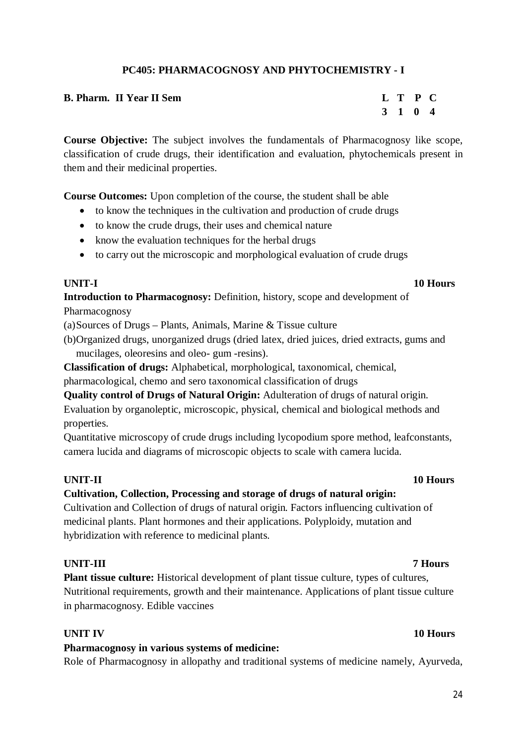## PC405: PHARMACOGNOSY AND PHYTOCHEMISTRY - I

| **B. Pharm. II Year II Sem** | **L** | **T** | **P** | **C** |
|---|---|---|---|---|
| | **3** | **1** | **0** | **4** |

**Course Objective:** The subject involves the fundamentals of Pharmacognosy like scope, classification of crude drugs, their identification and evaluation, phytochemicals present in them and their medicinal properties.

**Course Outcomes:** Upon completion of the course, the student shall be able

- to know the techniques in the cultivation and production of crude drugs
- to know the crude drugs, their uses and chemical nature
- know the evaluation techniques for the herbal drugs
- to carry out the microscopic and morphological evaluation of crude drugs

**UNIT-I** **10 Hours**

**Introduction to Pharmacognosy:** Definition, history, scope and development of Pharmacognosy

(a) Sources of Drugs – Plants, Animals, Marine & Tissue culture

(b) Organized drugs, unorganized drugs (dried latex, dried juices, dried extracts, gums and mucilages, oleoresins and oleo- gum -resins).

**Classification of drugs:** Alphabetical, morphological, taxonomical, chemical, pharmacological, chemo and sero taxonomical classification of drugs

**Quality control of Drugs of Natural Origin:** Adulteration of drugs of natural origin. Evaluation by organoleptic, microscopic, physical, chemical and biological methods and properties.

Quantitative microscopy of crude drugs including lycopodium spore method, leafconstants, camera lucida and diagrams of microscopic objects to scale with camera lucida.

**UNIT-II** **10 Hours**

**Cultivation, Collection, Processing and storage of drugs of natural origin:**

Cultivation and Collection of drugs of natural origin. Factors influencing cultivation of medicinal plants. Plant hormones and their applications. Polyploidy, mutation and hybridization with reference to medicinal plants.

**UNIT-III** **7 Hours**

**Plant tissue culture:** Historical development of plant tissue culture, types of cultures, Nutritional requirements, growth and their maintenance. Applications of plant tissue culture in pharmacognosy. Edible vaccines

**UNIT IV** **10 Hours**

**Pharmacognosy in various systems of medicine:**

Role of Pharmacognosy in allopathy and traditional systems of medicine namely, Ayurveda,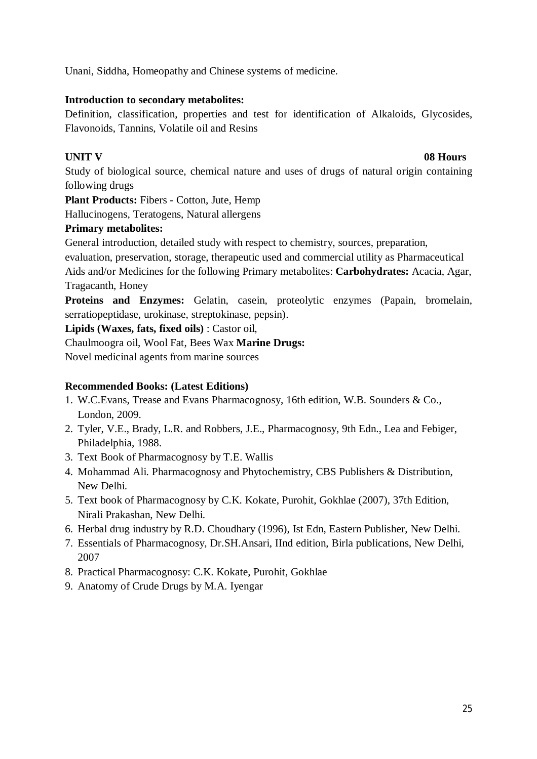Unani, Siddha, Homeopathy and Chinese systems of medicine.

**Introduction to secondary metabolites:**

Definition, classification, properties and test for identification of Alkaloids, Glycosides, Flavonoids, Tannins, Volatile oil and Resins

**UNIT V** **08 Hours**

Study of biological source, chemical nature and uses of drugs of natural origin containing following drugs

**Plant Products:** Fibers - Cotton, Jute, Hemp

Hallucinogens, Teratogens, Natural allergens

**Primary metabolites:**

General introduction, detailed study with respect to chemistry, sources, preparation, evaluation, preservation, storage, therapeutic used and commercial utility as Pharmaceutical Aids and/or Medicines for the following Primary metabolites: **Carbohydrates:** Acacia, Agar, Tragacanth, Honey

**Proteins and Enzymes:** Gelatin, casein, proteolytic enzymes (Papain, bromelain, serratiopeptidase, urokinase, streptokinase, pepsin).

**Lipids (Waxes, fats, fixed oils)** : Castor oil, Chaulmoogra oil, Wool Fat, Bees Wax **Marine Drugs:**

Novel medicinal agents from marine sources

**Recommended Books: (Latest Editions)**

1. W.C.Evans, Trease and Evans Pharmacognosy, 16th edition, W.B. Sounders & Co., London, 2009.
2. Tyler, V.E., Brady, L.R. and Robbers, J.E., Pharmacognosy, 9th Edn., Lea and Febiger, Philadelphia, 1988.
3. Text Book of Pharmacognosy by T.E. Wallis
4. Mohammad Ali. Pharmacognosy and Phytochemistry, CBS Publishers & Distribution, New Delhi.
5. Text book of Pharmacognosy by C.K. Kokate, Purohit, Gokhlae (2007), 37th Edition, Nirali Prakashan, New Delhi.
6. Herbal drug industry by R.D. Choudhary (1996), Ist Edn, Eastern Publisher, New Delhi.
7. Essentials of Pharmacognosy, Dr.SH.Ansari, IInd edition, Birla publications, New Delhi, 2007
8. Practical Pharmacognosy: C.K. Kokate, Purohit, Gokhlae
9. Anatomy of Crude Drugs by M.A. Iyengar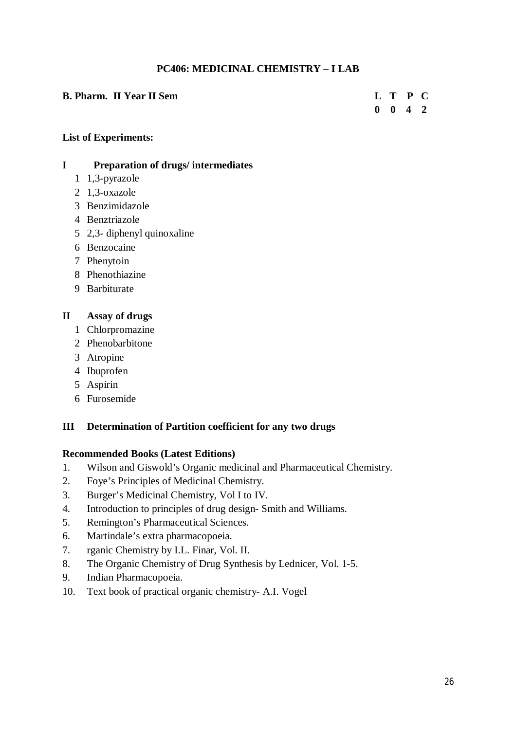## PC406: MEDICINAL CHEMISTRY – I LAB

**B. Pharm. II Year II Sem**

| L | T | P | C |
|---|---|---|---|
| 0 | 0 | 4 | 2 |

**List of Experiments:**

**I Preparation of drugs/ intermediates**

1. 1,3-pyrazole
2. 1,3-oxazole
3. Benzimidazole
4. Benztriazole
5. 2,3- diphenyl quinoxaline
6. Benzocaine
7. Phenytoin
8. Phenothiazine
9. Barbiturate

**II Assay of drugs**

1. Chlorpromazine
2. Phenobarbitone
3. Atropine
4. Ibuprofen
5. Aspirin
6. Furosemide

**III Determination of Partition coefficient for any two drugs**

**Recommended Books (Latest Editions)**

1. Wilson and Giswold’s Organic medicinal and Pharmaceutical Chemistry.
2. Foye’s Principles of Medicinal Chemistry.
3. Burger’s Medicinal Chemistry, Vol I to IV.
4. Introduction to principles of drug design- Smith and Williams.
5. Remington’s Pharmaceutical Sciences.
6. Martindale’s extra pharmacopoeia.
7. rganic Chemistry by I.L. Finar, Vol. II.
8. The Organic Chemistry of Drug Synthesis by Lednicer, Vol. 1-5.
9. Indian Pharmacopoeia.
10. Text book of practical organic chemistry- A.I. Vogel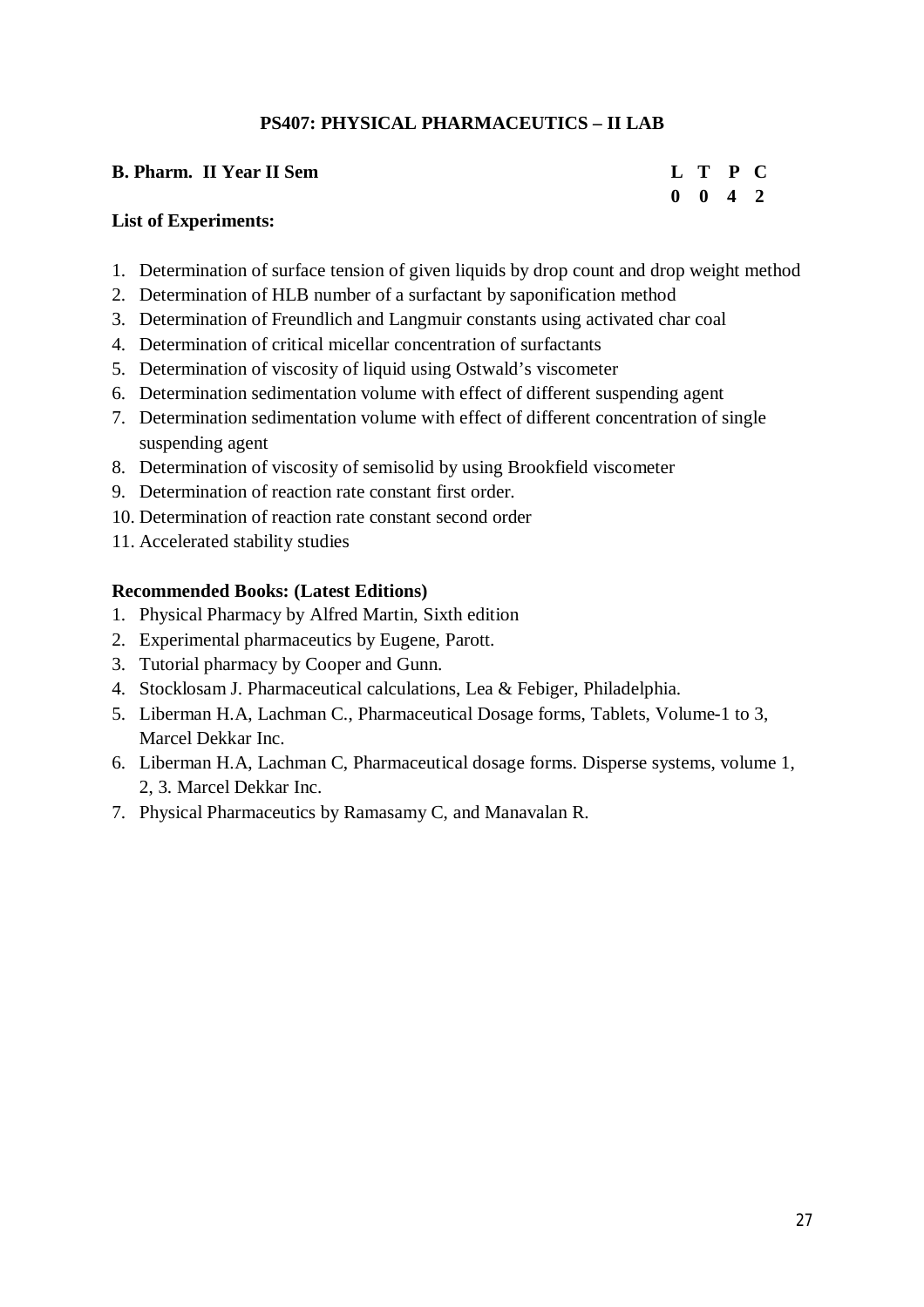## PS407: PHYSICAL PHARMACEUTICS – II LAB

**B. Pharm. II Year II Sem**

| L | T | P | C |
|---|---|---|---|
| 0 | 0 | 4 | 2 |

**List of Experiments:**

1. Determination of surface tension of given liquids by drop count and drop weight method
2. Determination of HLB number of a surfactant by saponification method
3. Determination of Freundlich and Langmuir constants using activated char coal
4. Determination of critical micellar concentration of surfactants
5. Determination of viscosity of liquid using Ostwald's viscometer
6. Determination sedimentation volume with effect of different suspending agent
7. Determination sedimentation volume with effect of different concentration of single suspending agent
8. Determination of viscosity of semisolid by using Brookfield viscometer
9. Determination of reaction rate constant first order.
10. Determination of reaction rate constant second order
11. Accelerated stability studies

**Recommended Books: (Latest Editions)**

1. Physical Pharmacy by Alfred Martin, Sixth edition
2. Experimental pharmaceutics by Eugene, Parott.
3. Tutorial pharmacy by Cooper and Gunn.
4. Stocklosam J. Pharmaceutical calculations, Lea & Febiger, Philadelphia.
5. Liberman H.A, Lachman C., Pharmaceutical Dosage forms, Tablets, Volume-1 to 3, Marcel Dekkar Inc.
6. Liberman H.A, Lachman C, Pharmaceutical dosage forms. Disperse systems, volume 1, 2, 3. Marcel Dekkar Inc.
7. Physical Pharmaceutics by Ramasamy C, and Manavalan R.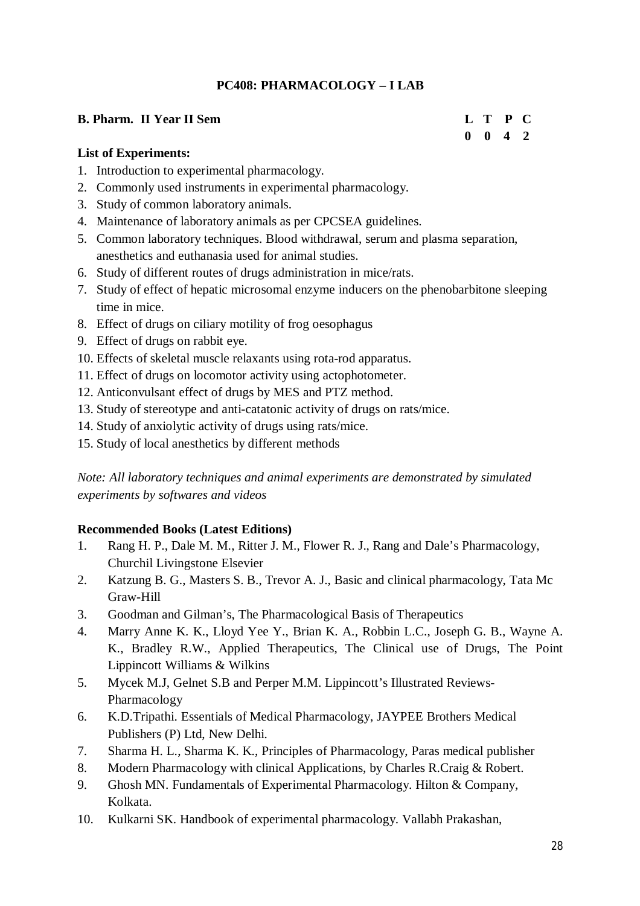## PC408: PHARMACOLOGY – I LAB

**B. Pharm. II Year II Sem**

| L | T | P | C |
|---|---|---|---|
| 0 | 0 | 4 | 2 |

**List of Experiments:**

1. Introduction to experimental pharmacology.
2. Commonly used instruments in experimental pharmacology.
3. Study of common laboratory animals.
4. Maintenance of laboratory animals as per CPCSEA guidelines.
5. Common laboratory techniques. Blood withdrawal, serum and plasma separation, anesthetics and euthanasia used for animal studies.
6. Study of different routes of drugs administration in mice/rats.
7. Study of effect of hepatic microsomal enzyme inducers on the phenobarbitone sleeping time in mice.
8. Effect of drugs on ciliary motility of frog oesophagus
9. Effect of drugs on rabbit eye.
10. Effects of skeletal muscle relaxants using rota-rod apparatus.
11. Effect of drugs on locomotor activity using actophotometer.
12. Anticonvulsant effect of drugs by MES and PTZ method.
13. Study of stereotype and anti-catatonic activity of drugs on rats/mice.
14. Study of anxiolytic activity of drugs using rats/mice.
15. Study of local anesthetics by different methods

*Note: All laboratory techniques and animal experiments are demonstrated by simulated experiments by softwares and videos*

**Recommended Books (Latest Editions)**

1. Rang H. P., Dale M. M., Ritter J. M., Flower R. J., Rang and Dale's Pharmacology, Churchil Livingstone Elsevier
2. Katzung B. G., Masters S. B., Trevor A. J., Basic and clinical pharmacology, Tata Mc Graw-Hill
3. Goodman and Gilman's, The Pharmacological Basis of Therapeutics
4. Marry Anne K. K., Lloyd Yee Y., Brian K. A., Robbin L.C., Joseph G. B., Wayne A. K., Bradley R.W., Applied Therapeutics, The Clinical use of Drugs, The Point Lippincott Williams & Wilkins
5. Mycek M.J, Gelnet S.B and Perper M.M. Lippincott's Illustrated Reviews-Pharmacology
6. K.D.Tripathi. Essentials of Medical Pharmacology, JAYPEE Brothers Medical Publishers (P) Ltd, New Delhi.
7. Sharma H. L., Sharma K. K., Principles of Pharmacology, Paras medical publisher
8. Modern Pharmacology with clinical Applications, by Charles R.Craig & Robert.
9. Ghosh MN. Fundamentals of Experimental Pharmacology. Hilton & Company, Kolkata.
10. Kulkarni SK. Handbook of experimental pharmacology. Vallabh Prakashan,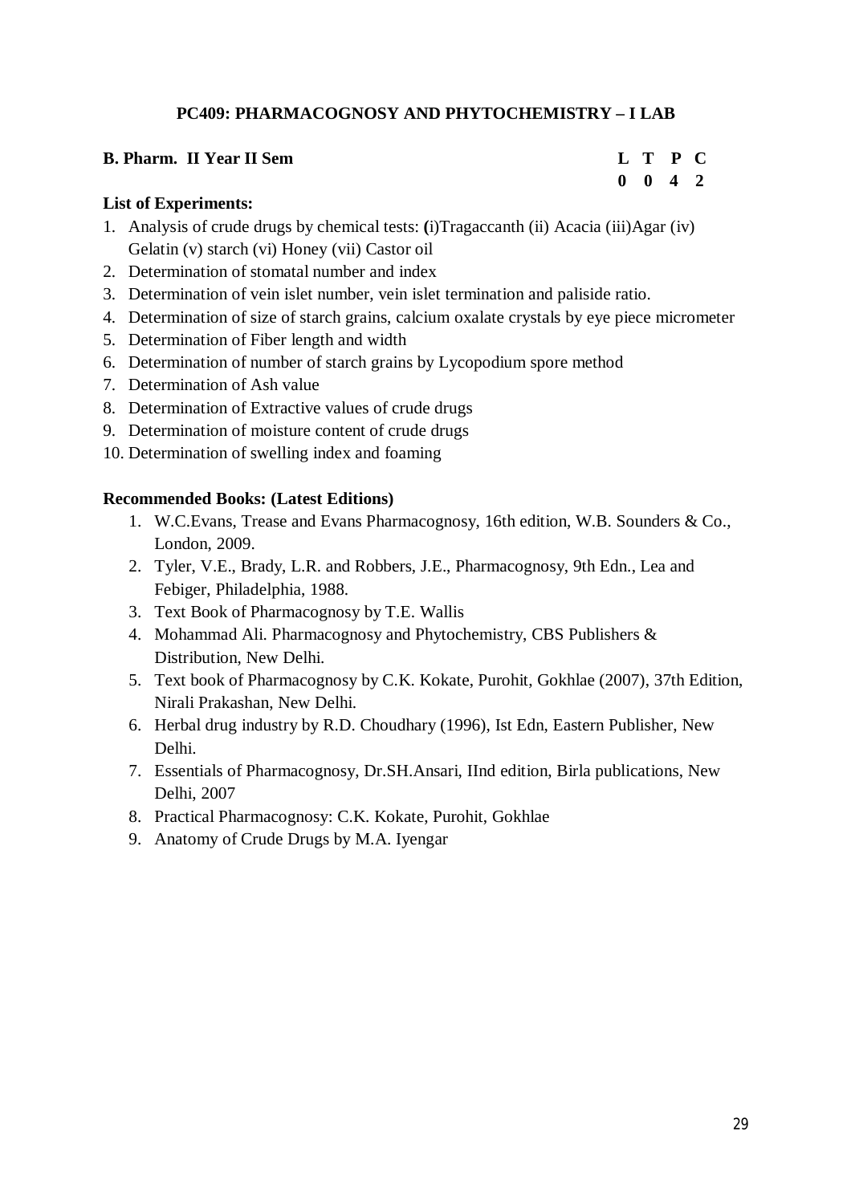## PC409: PHARMACOGNOSY AND PHYTOCHEMISTRY – I LAB

**B. Pharm. II Year II Sem**

| L | T | P | C |
|---|---|---|---|
| 0 | 0 | 4 | 2 |

**List of Experiments:**

1. Analysis of crude drugs by chemical tests: **(**i)Tragaccanth (ii) Acacia (iii)Agar (iv) Gelatin (v) starch (vi) Honey (vii) Castor oil
2. Determination of stomatal number and index
3. Determination of vein islet number, vein islet termination and paliside ratio.
4. Determination of size of starch grains, calcium oxalate crystals by eye piece micrometer
5. Determination of Fiber length and width
6. Determination of number of starch grains by Lycopodium spore method
7. Determination of Ash value
8. Determination of Extractive values of crude drugs
9. Determination of moisture content of crude drugs
10. Determination of swelling index and foaming

**Recommended Books: (Latest Editions)**

1. W.C.Evans, Trease and Evans Pharmacognosy, 16th edition, W.B. Sounders & Co., London, 2009.
2. Tyler, V.E., Brady, L.R. and Robbers, J.E., Pharmacognosy, 9th Edn., Lea and Febiger, Philadelphia, 1988.
3. Text Book of Pharmacognosy by T.E. Wallis
4. Mohammad Ali. Pharmacognosy and Phytochemistry, CBS Publishers & Distribution, New Delhi.
5. Text book of Pharmacognosy by C.K. Kokate, Purohit, Gokhlae (2007), 37th Edition, Nirali Prakashan, New Delhi.
6. Herbal drug industry by R.D. Choudhary (1996), Ist Edn, Eastern Publisher, New Delhi.
7. Essentials of Pharmacognosy, Dr.SH.Ansari, IInd edition, Birla publications, New Delhi, 2007
8. Practical Pharmacognosy: C.K. Kokate, Purohit, Gokhlae
9. Anatomy of Crude Drugs by M.A. Iyengar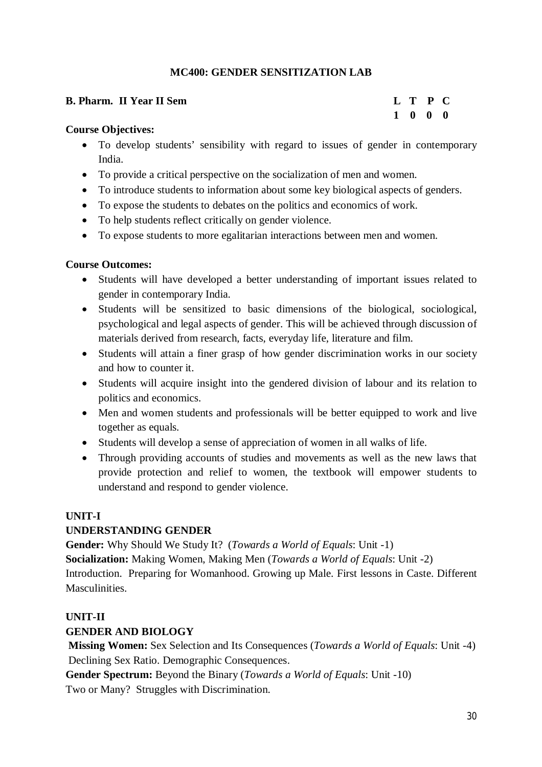## MC400: GENDER SENSITIZATION LAB

**B. Pharm. II Year II Sem**

| L | T | P | C |
|---|---|---|---|
| 1 | 0 | 0 | 0 |

**Course Objectives:**

- To develop students' sensibility with regard to issues of gender in contemporary India.
- To provide a critical perspective on the socialization of men and women.
- To introduce students to information about some key biological aspects of genders.
- To expose the students to debates on the politics and economics of work.
- To help students reflect critically on gender violence.
- To expose students to more egalitarian interactions between men and women.

**Course Outcomes:**

- Students will have developed a better understanding of important issues related to gender in contemporary India.
- Students will be sensitized to basic dimensions of the biological, sociological, psychological and legal aspects of gender. This will be achieved through discussion of materials derived from research, facts, everyday life, literature and film.
- Students will attain a finer grasp of how gender discrimination works in our society and how to counter it.
- Students will acquire insight into the gendered division of labour and its relation to politics and economics.
- Men and women students and professionals will be better equipped to work and live together as equals.
- Students will develop a sense of appreciation of women in all walks of life.
- Through providing accounts of studies and movements as well as the new laws that provide protection and relief to women, the textbook will empower students to understand and respond to gender violence.

**UNIT-I**

**UNDERSTANDING GENDER**

**Gender:** Why Should We Study It? (*Towards a World of Equals*: Unit -1)

**Socialization:** Making Women, Making Men (*Towards a World of Equals*: Unit -2)

Introduction. Preparing for Womanhood. Growing up Male. First lessons in Caste. Different Masculinities.

**UNIT-II**

**GENDER AND BIOLOGY**

**Missing Women:** Sex Selection and Its Consequences (*Towards a World of Equals*: Unit -4)

Declining Sex Ratio. Demographic Consequences.

**Gender Spectrum:** Beyond the Binary (*Towards a World of Equals*: Unit -10)

Two or Many? Struggles with Discrimination.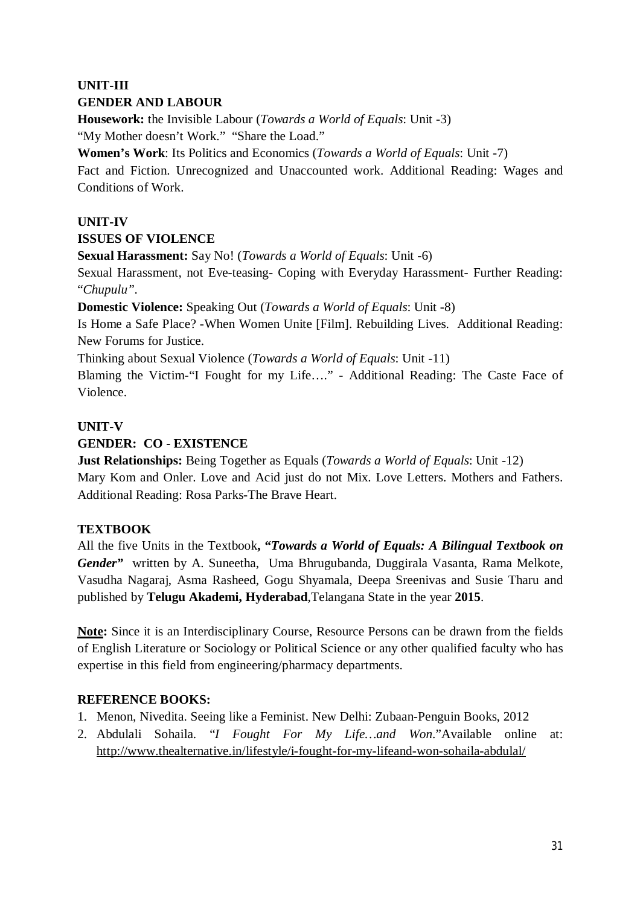**UNIT-III**

**GENDER AND LABOUR**

**Housework:** the Invisible Labour (*Towards a World of Equals*: Unit -3)

"My Mother doesn't Work." "Share the Load."

**Women's Work**: Its Politics and Economics (*Towards a World of Equals*: Unit -7)

Fact and Fiction. Unrecognized and Unaccounted work. Additional Reading: Wages and Conditions of Work.

**UNIT-IV**

**ISSUES OF VIOLENCE**

**Sexual Harassment:** Say No! (*Towards a World of Equals*: Unit -6)

Sexual Harassment, not Eve-teasing- Coping with Everyday Harassment- Further Reading: "*Chupulu"*.

**Domestic Violence:** Speaking Out (*Towards a World of Equals*: Unit -8)

Is Home a Safe Place? -When Women Unite [Film]. Rebuilding Lives. Additional Reading: New Forums for Justice.

Thinking about Sexual Violence (*Towards a World of Equals*: Unit -11)

Blaming the Victim-"I Fought for my Life…." - Additional Reading: The Caste Face of Violence.

**UNIT-V**

**GENDER: CO - EXISTENCE**

**Just Relationships:** Being Together as Equals (*Towards a World of Equals*: Unit -12)

Mary Kom and Onler. Love and Acid just do not Mix. Love Letters. Mothers and Fathers. Additional Reading: Rosa Parks-The Brave Heart.

**TEXTBOOK**

All the five Units in the Textbook**, "*Towards a World of Equals: A Bilingual Textbook on Gender*"** written by A. Suneetha, Uma Bhrugubanda, Duggirala Vasanta, Rama Melkote, Vasudha Nagaraj, Asma Rasheed, Gogu Shyamala, Deepa Sreenivas and Susie Tharu and published by **Telugu Akademi, Hyderabad**,Telangana State in the year **2015**.

**Note:** Since it is an Interdisciplinary Course, Resource Persons can be drawn from the fields of English Literature or Sociology or Political Science or any other qualified faculty who has expertise in this field from engineering/pharmacy departments.

**REFERENCE BOOKS:**

1. Menon, Nivedita. Seeing like a Feminist. New Delhi: Zubaan-Penguin Books, 2012
2. Abdulali Sohaila. "*I Fought For My Life…and Won*."Available online at: http://www.thealternative.in/lifestyle/i-fought-for-my-lifeand-won-sohaila-abdulal/